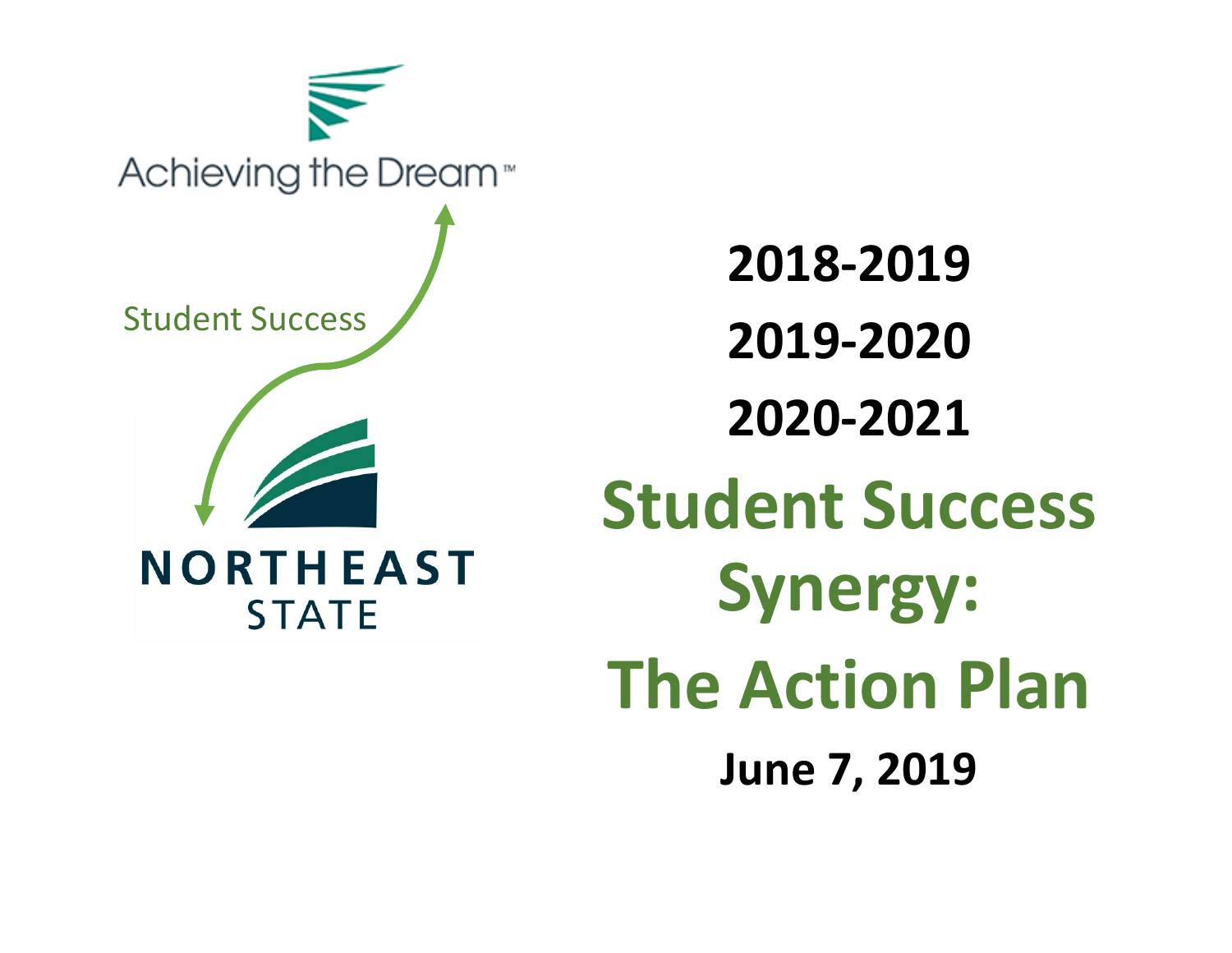Achieving the Dream™

Student Success

NORTHEAST STATE

**2018-2019**

**2019-2020**

**2020-2021**

# Student Success Synergy: The Action Plan

**June 7, 2019**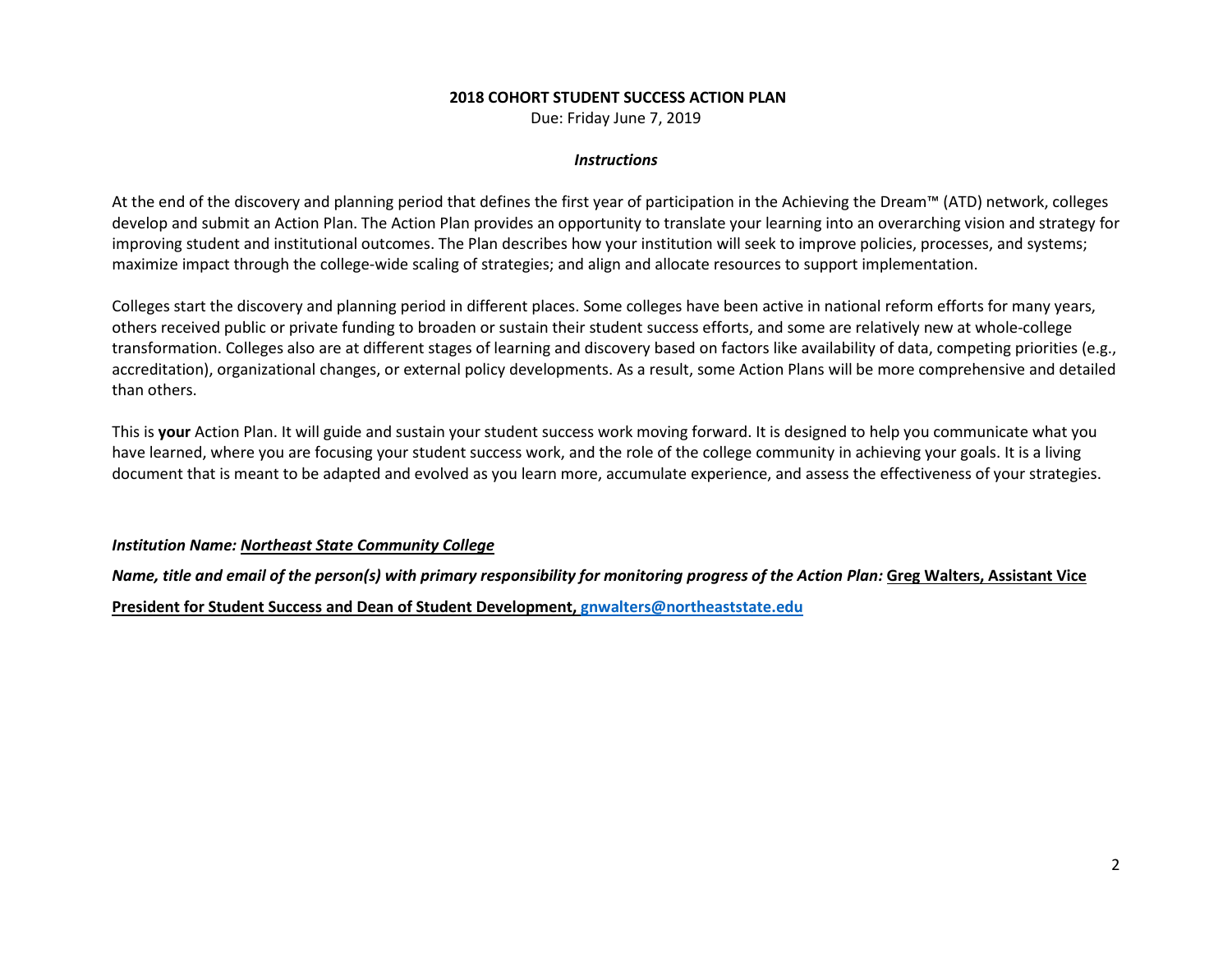**2018 COHORT STUDENT SUCCESS ACTION PLAN**

Due: Friday June 7, 2019

***Instructions***

At the end of the discovery and planning period that defines the first year of participation in the Achieving the Dream™ (ATD) network, colleges develop and submit an Action Plan. The Action Plan provides an opportunity to translate your learning into an overarching vision and strategy for improving student and institutional outcomes. The Plan describes how your institution will seek to improve policies, processes, and systems; maximize impact through the college-wide scaling of strategies; and align and allocate resources to support implementation.

Colleges start the discovery and planning period in different places. Some colleges have been active in national reform efforts for many years, others received public or private funding to broaden or sustain their student success efforts, and some are relatively new at whole-college transformation. Colleges also are at different stages of learning and discovery based on factors like availability of data, competing priorities (e.g., accreditation), organizational changes, or external policy developments. As a result, some Action Plans will be more comprehensive and detailed than others.

This is **your** Action Plan. It will guide and sustain your student success work moving forward. It is designed to help you communicate what you have learned, where you are focusing your student success work, and the role of the college community in achieving your goals. It is a living document that is meant to be adapted and evolved as you learn more, accumulate experience, and assess the effectiveness of your strategies.

***Institution Name:*** ***Northeast State Community College***

***Name, title and email of the person(s) with primary responsibility for monitoring progress of the Action Plan:*** **Greg Walters, Assistant Vice President for Student Success and Dean of Student Development, gnwalters@northeaststate.edu**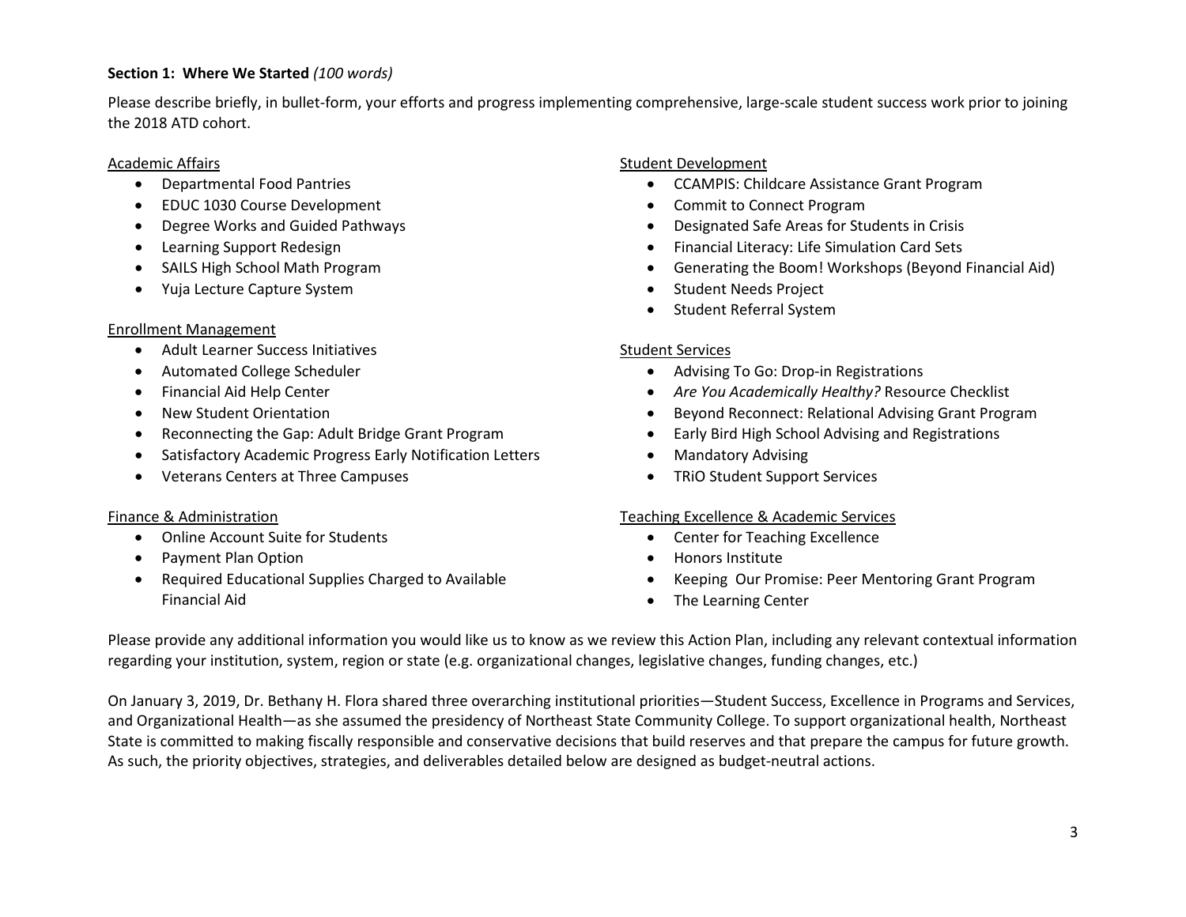**Section 1: Where We Started** *(100 words)*

Please describe briefly, in bullet-form, your efforts and progress implementing comprehensive, large-scale student success work prior to joining the 2018 ATD cohort.

Academic Affairs

- Departmental Food Pantries
- EDUC 1030 Course Development
- Degree Works and Guided Pathways
- Learning Support Redesign
- SAILS High School Math Program
- Yuja Lecture Capture System

Enrollment Management

- Adult Learner Success Initiatives
- Automated College Scheduler
- Financial Aid Help Center
- New Student Orientation
- Reconnecting the Gap: Adult Bridge Grant Program
- Satisfactory Academic Progress Early Notification Letters
- Veterans Centers at Three Campuses

Finance & Administration

- Online Account Suite for Students
- Payment Plan Option
- Required Educational Supplies Charged to Available Financial Aid

Student Development

- CCAMPIS: Childcare Assistance Grant Program
- Commit to Connect Program
- Designated Safe Areas for Students in Crisis
- Financial Literacy: Life Simulation Card Sets
- Generating the Boom! Workshops (Beyond Financial Aid)
- Student Needs Project
- Student Referral System

Student Services

- Advising To Go: Drop-in Registrations
- *Are You Academically Healthy?* Resource Checklist
- Beyond Reconnect: Relational Advising Grant Program
- Early Bird High School Advising and Registrations
- Mandatory Advising
- TRiO Student Support Services

Teaching Excellence & Academic Services

- Center for Teaching Excellence
- Honors Institute
- Keeping Our Promise: Peer Mentoring Grant Program
- The Learning Center

Please provide any additional information you would like us to know as we review this Action Plan, including any relevant contextual information regarding your institution, system, region or state (e.g. organizational changes, legislative changes, funding changes, etc.)

On January 3, 2019, Dr. Bethany H. Flora shared three overarching institutional priorities—Student Success, Excellence in Programs and Services, and Organizational Health—as she assumed the presidency of Northeast State Community College. To support organizational health, Northeast State is committed to making fiscally responsible and conservative decisions that build reserves and that prepare the campus for future growth. As such, the priority objectives, strategies, and deliverables detailed below are designed as budget-neutral actions.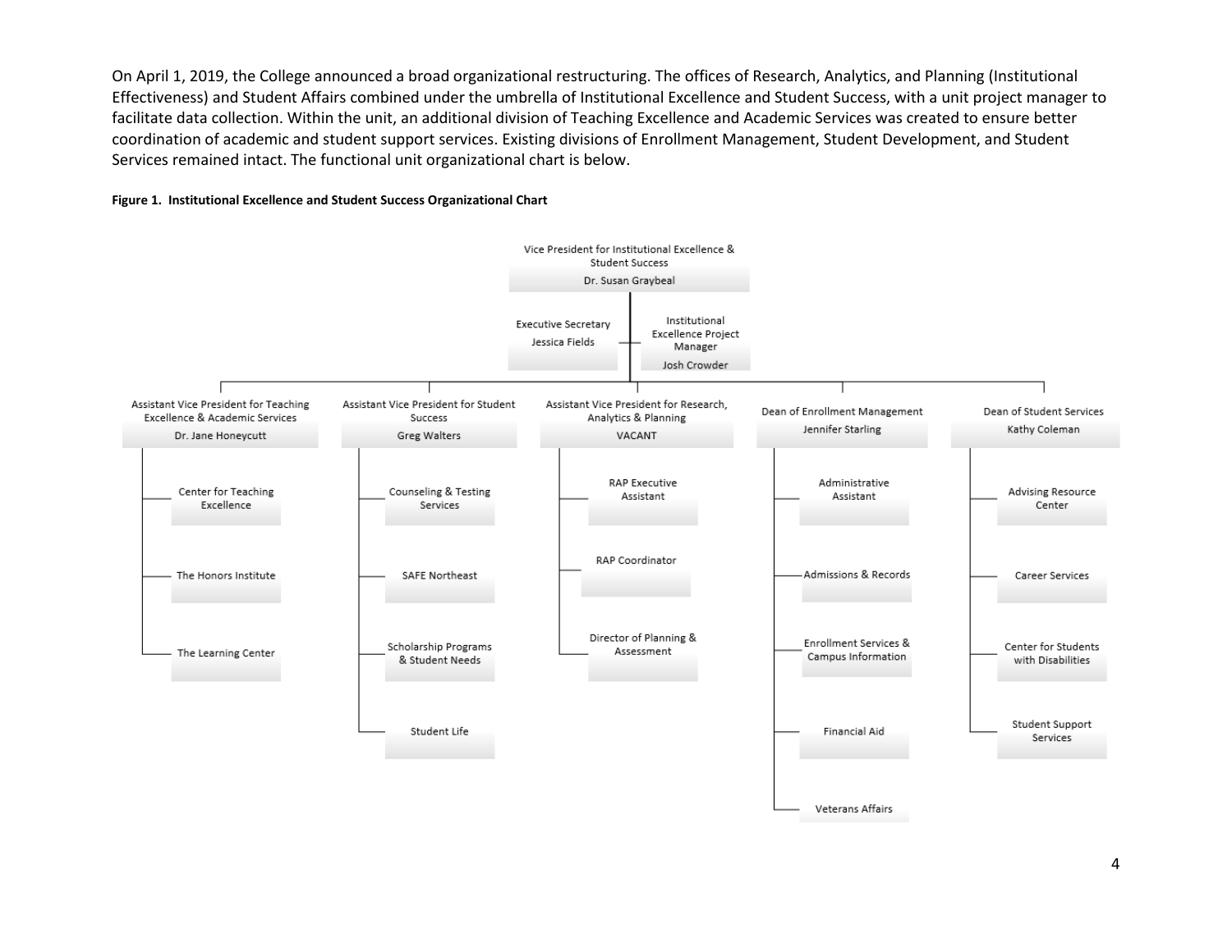On April 1, 2019, the College announced a broad organizational restructuring. The offices of Research, Analytics, and Planning (Institutional Effectiveness) and Student Affairs combined under the umbrella of Institutional Excellence and Student Success, with a unit project manager to facilitate data collection. Within the unit, an additional division of Teaching Excellence and Academic Services was created to ensure better coordination of academic and student support services. Existing divisions of Enrollment Management, Student Development, and Student Services remained intact. The functional unit organizational chart is below.

**Figure 1. Institutional Excellence and Student Success Organizational Chart**

- **Vice President for Institutional Excellence & Student Success** – Dr. Susan Graybeal
  - Executive Secretary – Jessica Fields
  - Institutional Excellence Project Manager – Josh Crowder
  - **Assistant Vice President for Teaching Excellence & Academic Services** – Dr. Jane Honeycutt
    - Center for Teaching Excellence
    - The Honors Institute
    - The Learning Center
  - **Assistant Vice President for Student Success** – Greg Walters
    - Counseling & Testing Services
    - SAFE Northeast
    - Scholarship Programs & Student Needs
    - Student Life
  - **Assistant Vice President for Research, Analytics & Planning** – VACANT
    - RAP Executive Assistant
    - RAP Coordinator
    - Director of Planning & Assessment
  - **Dean of Enrollment Management** – Jennifer Starling
    - Administrative Assistant
    - Admissions & Records
    - Enrollment Services & Campus Information
    - Financial Aid
    - Veterans Affairs
  - **Dean of Student Services** – Kathy Coleman
    - Advising Resource Center
    - Career Services
    - Center for Students with Disabilities
    - Student Support Services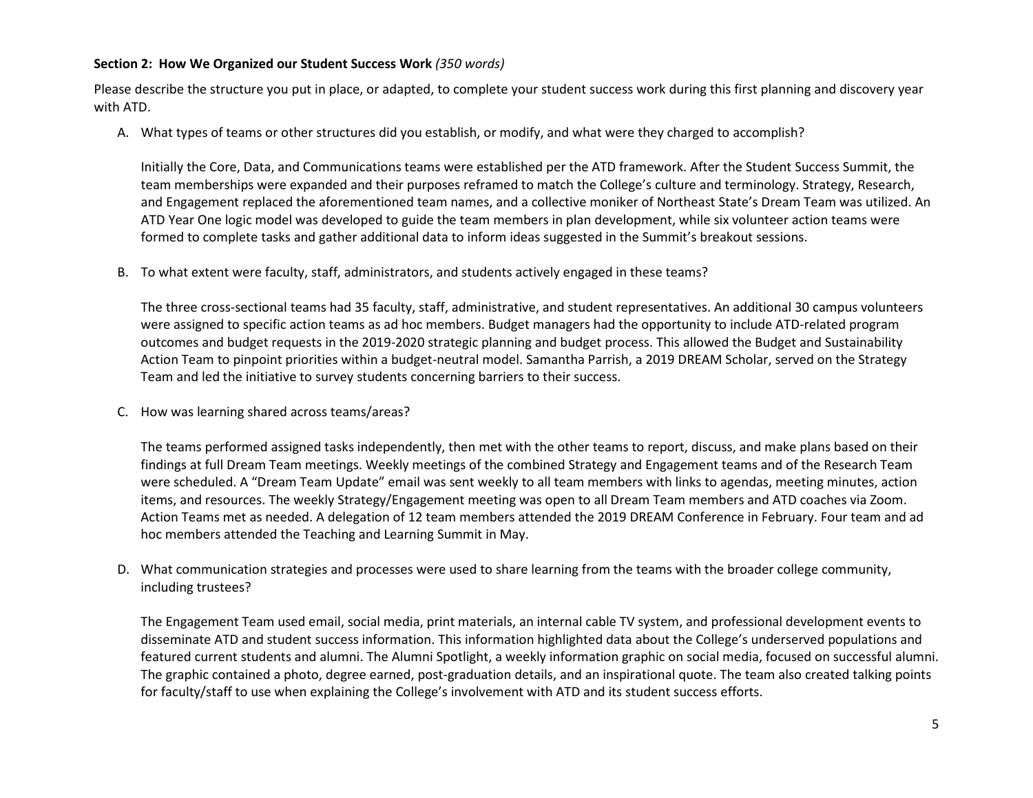**Section 2: How We Organized our Student Success Work** *(350 words)*

Please describe the structure you put in place, or adapted, to complete your student success work during this first planning and discovery year with ATD.

A. What types of teams or other structures did you establish, or modify, and what were they charged to accomplish?

   Initially the Core, Data, and Communications teams were established per the ATD framework. After the Student Success Summit, the team memberships were expanded and their purposes reframed to match the College's culture and terminology. Strategy, Research, and Engagement replaced the aforementioned team names, and a collective moniker of Northeast State's Dream Team was utilized. An ATD Year One logic model was developed to guide the team members in plan development, while six volunteer action teams were formed to complete tasks and gather additional data to inform ideas suggested in the Summit's breakout sessions.

B. To what extent were faculty, staff, administrators, and students actively engaged in these teams?

   The three cross-sectional teams had 35 faculty, staff, administrative, and student representatives. An additional 30 campus volunteers were assigned to specific action teams as ad hoc members. Budget managers had the opportunity to include ATD-related program outcomes and budget requests in the 2019-2020 strategic planning and budget process. This allowed the Budget and Sustainability Action Team to pinpoint priorities within a budget-neutral model. Samantha Parrish, a 2019 DREAM Scholar, served on the Strategy Team and led the initiative to survey students concerning barriers to their success.

C. How was learning shared across teams/areas?

   The teams performed assigned tasks independently, then met with the other teams to report, discuss, and make plans based on their findings at full Dream Team meetings. Weekly meetings of the combined Strategy and Engagement teams and of the Research Team were scheduled. A "Dream Team Update" email was sent weekly to all team members with links to agendas, meeting minutes, action items, and resources. The weekly Strategy/Engagement meeting was open to all Dream Team members and ATD coaches via Zoom. Action Teams met as needed. A delegation of 12 team members attended the 2019 DREAM Conference in February. Four team and ad hoc members attended the Teaching and Learning Summit in May.

D. What communication strategies and processes were used to share learning from the teams with the broader college community, including trustees?

   The Engagement Team used email, social media, print materials, an internal cable TV system, and professional development events to disseminate ATD and student success information. This information highlighted data about the College's underserved populations and featured current students and alumni. The Alumni Spotlight, a weekly information graphic on social media, focused on successful alumni. The graphic contained a photo, degree earned, post-graduation details, and an inspirational quote. The team also created talking points for faculty/staff to use when explaining the College's involvement with ATD and its student success efforts.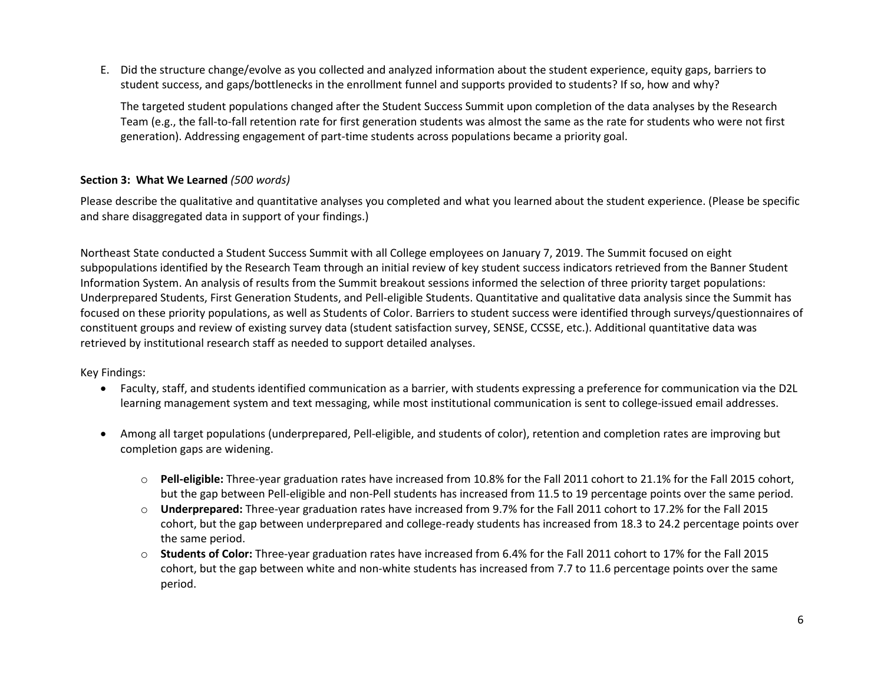E. Did the structure change/evolve as you collected and analyzed information about the student experience, equity gaps, barriers to student success, and gaps/bottlenecks in the enrollment funnel and supports provided to students? If so, how and why?

   The targeted student populations changed after the Student Success Summit upon completion of the data analyses by the Research Team (e.g., the fall-to-fall retention rate for first generation students was almost the same as the rate for students who were not first generation). Addressing engagement of part-time students across populations became a priority goal.

**Section 3: What We Learned** *(500 words)*

Please describe the qualitative and quantitative analyses you completed and what you learned about the student experience. (Please be specific and share disaggregated data in support of your findings.)

Northeast State conducted a Student Success Summit with all College employees on January 7, 2019. The Summit focused on eight subpopulations identified by the Research Team through an initial review of key student success indicators retrieved from the Banner Student Information System. An analysis of results from the Summit breakout sessions informed the selection of three priority target populations: Underprepared Students, First Generation Students, and Pell-eligible Students. Quantitative and qualitative data analysis since the Summit has focused on these priority populations, as well as Students of Color. Barriers to student success were identified through surveys/questionnaires of constituent groups and review of existing survey data (student satisfaction survey, SENSE, CCSSE, etc.). Additional quantitative data was retrieved by institutional research staff as needed to support detailed analyses.

Key Findings:

- Faculty, staff, and students identified communication as a barrier, with students expressing a preference for communication via the D2L learning management system and text messaging, while most institutional communication is sent to college-issued email addresses.

- Among all target populations (underprepared, Pell-eligible, and students of color), retention and completion rates are improving but completion gaps are widening.

  - **Pell-eligible:** Three-year graduation rates have increased from 10.8% for the Fall 2011 cohort to 21.1% for the Fall 2015 cohort, but the gap between Pell-eligible and non-Pell students has increased from 11.5 to 19 percentage points over the same period.
  - **Underprepared:** Three-year graduation rates have increased from 9.7% for the Fall 2011 cohort to 17.2% for the Fall 2015 cohort, but the gap between underprepared and college-ready students has increased from 18.3 to 24.2 percentage points over the same period.
  - **Students of Color:** Three-year graduation rates have increased from 6.4% for the Fall 2011 cohort to 17% for the Fall 2015 cohort, but the gap between white and non-white students has increased from 7.7 to 11.6 percentage points over the same period.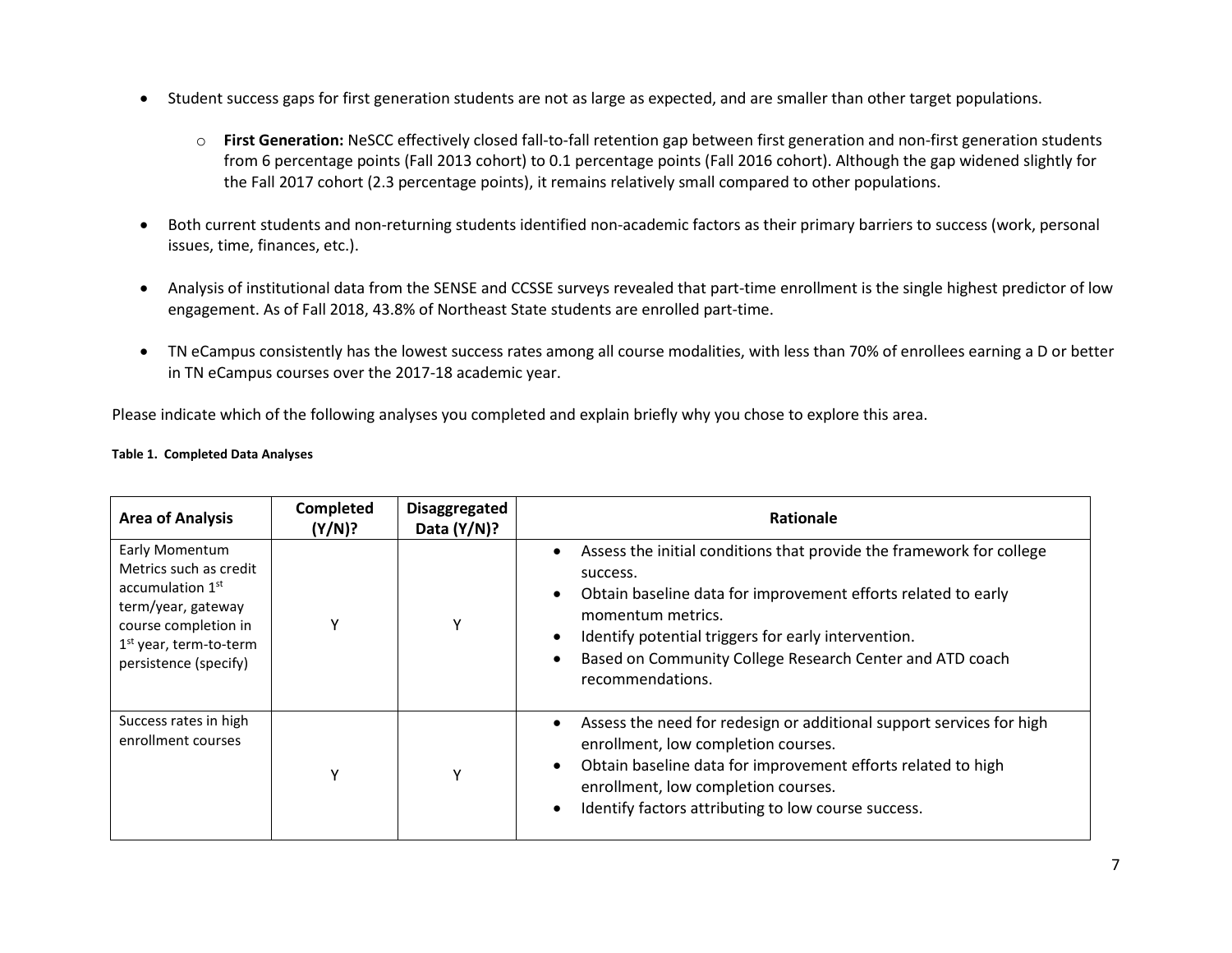- Student success gaps for first generation students are not as large as expected, and are smaller than other target populations.
  - **First Generation:** NeSCC effectively closed fall-to-fall retention gap between first generation and non-first generation students from 6 percentage points (Fall 2013 cohort) to 0.1 percentage points (Fall 2016 cohort). Although the gap widened slightly for the Fall 2017 cohort (2.3 percentage points), it remains relatively small compared to other populations.
- Both current students and non-returning students identified non-academic factors as their primary barriers to success (work, personal issues, time, finances, etc.).
- Analysis of institutional data from the SENSE and CCSSE surveys revealed that part-time enrollment is the single highest predictor of low engagement. As of Fall 2018, 43.8% of Northeast State students are enrolled part-time.
- TN eCampus consistently has the lowest success rates among all course modalities, with less than 70% of enrollees earning a D or better in TN eCampus courses over the 2017-18 academic year.

Please indicate which of the following analyses you completed and explain briefly why you chose to explore this area.

**Table 1. Completed Data Analyses**

| Area of Analysis | Completed (Y/N)? | Disaggregated Data (Y/N)? | Rationale |
|---|---|---|---|
| Early Momentum Metrics such as credit accumulation 1st term/year, gateway course completion in 1st year, term-to-term persistence (specify) | Y | Y | • Assess the initial conditions that provide the framework for college success.<br>• Obtain baseline data for improvement efforts related to early momentum metrics.<br>• Identify potential triggers for early intervention.<br>• Based on Community College Research Center and ATD coach recommendations. |
| Success rates in high enrollment courses | Y | Y | • Assess the need for redesign or additional support services for high enrollment, low completion courses.<br>• Obtain baseline data for improvement efforts related to high enrollment, low completion courses.<br>• Identify factors attributing to low course success. |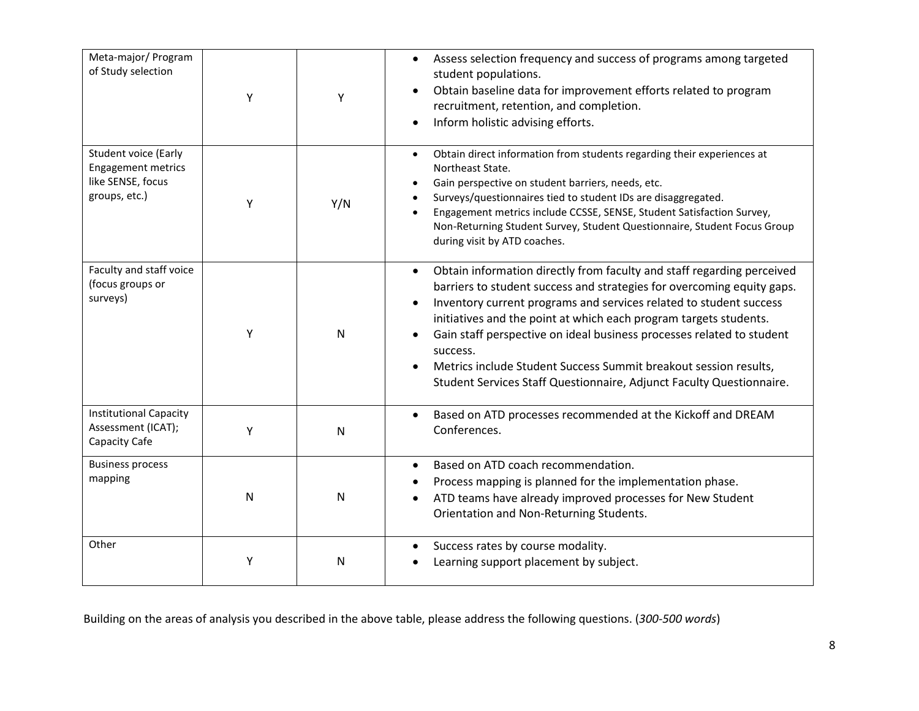| | | | |
|---|---|---|---|
| Meta-major/ Program of Study selection | Y | Y | • Assess selection frequency and success of programs among targeted student populations.<br>• Obtain baseline data for improvement efforts related to program recruitment, retention, and completion.<br>• Inform holistic advising efforts. |
| Student voice (Early Engagement metrics like SENSE, focus groups, etc.) | Y | Y/N | • Obtain direct information from students regarding their experiences at Northeast State.<br>• Gain perspective on student barriers, needs, etc.<br>• Surveys/questionnaires tied to student IDs are disaggregated.<br>• Engagement metrics include CCSSE, SENSE, Student Satisfaction Survey, Non-Returning Student Survey, Student Questionnaire, Student Focus Group during visit by ATD coaches. |
| Faculty and staff voice (focus groups or surveys) | Y | N | • Obtain information directly from faculty and staff regarding perceived barriers to student success and strategies for overcoming equity gaps.<br>• Inventory current programs and services related to student success initiatives and the point at which each program targets students.<br>• Gain staff perspective on ideal business processes related to student success.<br>• Metrics include Student Success Summit breakout session results, Student Services Staff Questionnaire, Adjunct Faculty Questionnaire. |
| Institutional Capacity Assessment (ICAT); Capacity Cafe | Y | N | • Based on ATD processes recommended at the Kickoff and DREAM Conferences. |
| Business process mapping | N | N | • Based on ATD coach recommendation.<br>• Process mapping is planned for the implementation phase.<br>• ATD teams have already improved processes for New Student Orientation and Non-Returning Students. |
| Other | Y | N | • Success rates by course modality.<br>• Learning support placement by subject. |

Building on the areas of analysis you described in the above table, please address the following questions. (*300-500 words*)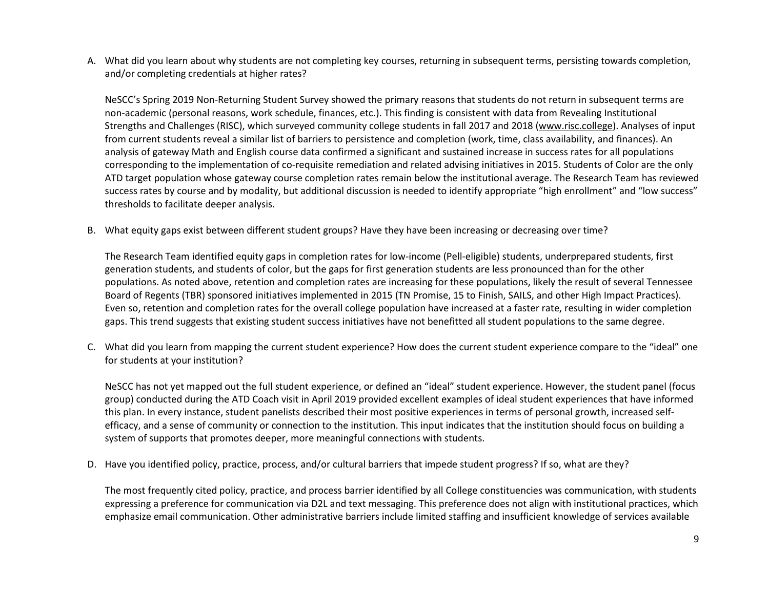A. What did you learn about why students are not completing key courses, returning in subsequent terms, persisting towards completion, and/or completing credentials at higher rates?

   NeSCC's Spring 2019 Non-Returning Student Survey showed the primary reasons that students do not return in subsequent terms are non-academic (personal reasons, work schedule, finances, etc.). This finding is consistent with data from Revealing Institutional Strengths and Challenges (RISC), which surveyed community college students in fall 2017 and 2018 (www.risc.college). Analyses of input from current students reveal a similar list of barriers to persistence and completion (work, time, class availability, and finances). An analysis of gateway Math and English course data confirmed a significant and sustained increase in success rates for all populations corresponding to the implementation of co-requisite remediation and related advising initiatives in 2015. Students of Color are the only ATD target population whose gateway course completion rates remain below the institutional average. The Research Team has reviewed success rates by course and by modality, but additional discussion is needed to identify appropriate "high enrollment" and "low success" thresholds to facilitate deeper analysis.

B. What equity gaps exist between different student groups? Have they have been increasing or decreasing over time?

   The Research Team identified equity gaps in completion rates for low-income (Pell-eligible) students, underprepared students, first generation students, and students of color, but the gaps for first generation students are less pronounced than for the other populations. As noted above, retention and completion rates are increasing for these populations, likely the result of several Tennessee Board of Regents (TBR) sponsored initiatives implemented in 2015 (TN Promise, 15 to Finish, SAILS, and other High Impact Practices). Even so, retention and completion rates for the overall college population have increased at a faster rate, resulting in wider completion gaps. This trend suggests that existing student success initiatives have not benefitted all student populations to the same degree.

C. What did you learn from mapping the current student experience? How does the current student experience compare to the "ideal" one for students at your institution?

   NeSCC has not yet mapped out the full student experience, or defined an "ideal" student experience. However, the student panel (focus group) conducted during the ATD Coach visit in April 2019 provided excellent examples of ideal student experiences that have informed this plan. In every instance, student panelists described their most positive experiences in terms of personal growth, increased self-efficacy, and a sense of community or connection to the institution. This input indicates that the institution should focus on building a system of supports that promotes deeper, more meaningful connections with students.

D. Have you identified policy, practice, process, and/or cultural barriers that impede student progress? If so, what are they?

   The most frequently cited policy, practice, and process barrier identified by all College constituencies was communication, with students expressing a preference for communication via D2L and text messaging. This preference does not align with institutional practices, which emphasize email communication. Other administrative barriers include limited staffing and insufficient knowledge of services available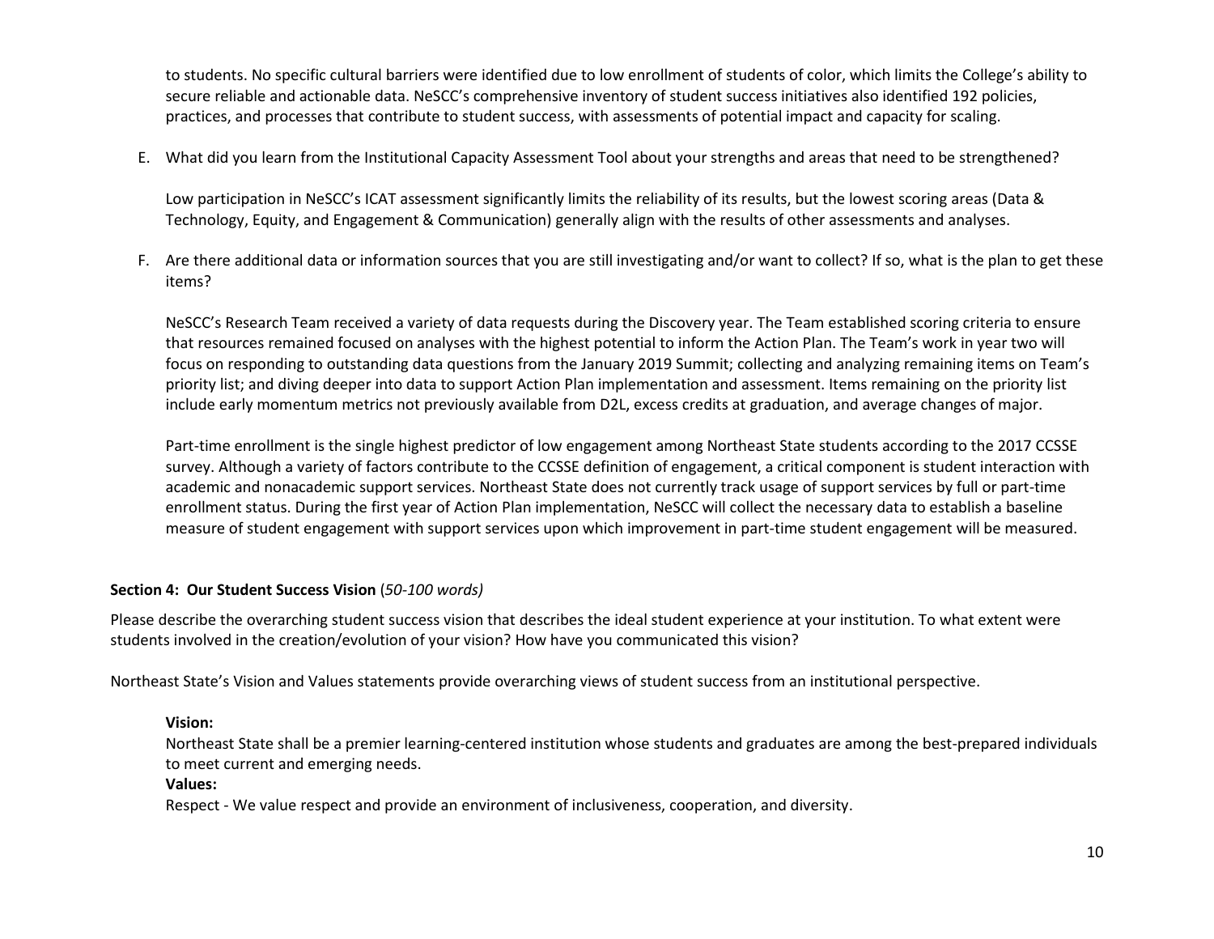to students. No specific cultural barriers were identified due to low enrollment of students of color, which limits the College's ability to secure reliable and actionable data. NeSCC's comprehensive inventory of student success initiatives also identified 192 policies, practices, and processes that contribute to student success, with assessments of potential impact and capacity for scaling.

E. What did you learn from the Institutional Capacity Assessment Tool about your strengths and areas that need to be strengthened?

   Low participation in NeSCC's ICAT assessment significantly limits the reliability of its results, but the lowest scoring areas (Data & Technology, Equity, and Engagement & Communication) generally align with the results of other assessments and analyses.

F. Are there additional data or information sources that you are still investigating and/or want to collect? If so, what is the plan to get these items?

   NeSCC's Research Team received a variety of data requests during the Discovery year. The Team established scoring criteria to ensure that resources remained focused on analyses with the highest potential to inform the Action Plan. The Team's work in year two will focus on responding to outstanding data questions from the January 2019 Summit; collecting and analyzing remaining items on Team's priority list; and diving deeper into data to support Action Plan implementation and assessment. Items remaining on the priority list include early momentum metrics not previously available from D2L, excess credits at graduation, and average changes of major.

   Part-time enrollment is the single highest predictor of low engagement among Northeast State students according to the 2017 CCSSE survey. Although a variety of factors contribute to the CCSSE definition of engagement, a critical component is student interaction with academic and nonacademic support services. Northeast State does not currently track usage of support services by full or part-time enrollment status. During the first year of Action Plan implementation, NeSCC will collect the necessary data to establish a baseline measure of student engagement with support services upon which improvement in part-time student engagement will be measured.

### Section 4: Our Student Success Vision *(50-100 words)*

Please describe the overarching student success vision that describes the ideal student experience at your institution. To what extent were students involved in the creation/evolution of your vision? How have you communicated this vision?

Northeast State's Vision and Values statements provide overarching views of student success from an institutional perspective.

**Vision:**
Northeast State shall be a premier learning-centered institution whose students and graduates are among the best-prepared individuals to meet current and emerging needs.

**Values:**
Respect - We value respect and provide an environment of inclusiveness, cooperation, and diversity.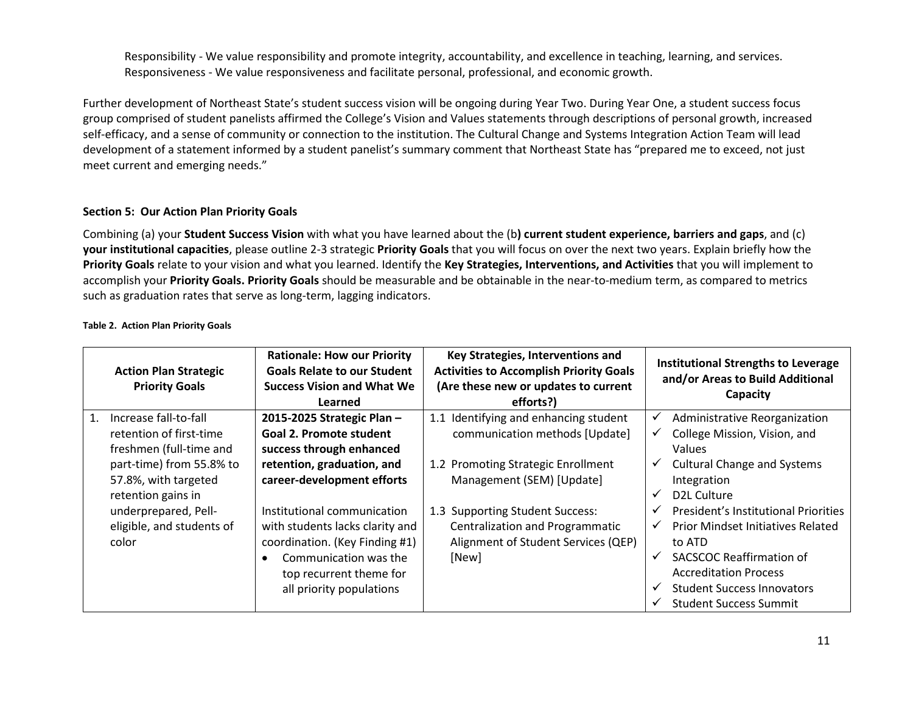Responsibility - We value responsibility and promote integrity, accountability, and excellence in teaching, learning, and services.
Responsiveness - We value responsiveness and facilitate personal, professional, and economic growth.

Further development of Northeast State's student success vision will be ongoing during Year Two. During Year One, a student success focus group comprised of student panelists affirmed the College's Vision and Values statements through descriptions of personal growth, increased self-efficacy, and a sense of community or connection to the institution. The Cultural Change and Systems Integration Action Team will lead development of a statement informed by a student panelist's summary comment that Northeast State has "prepared me to exceed, not just meet current and emerging needs."

### Section 5: Our Action Plan Priority Goals

Combining (a) your **Student Success Vision** with what you have learned about the (b**) current student experience, barriers and gaps**, and (c) **your institutional capacities**, please outline 2-3 strategic **Priority Goals** that you will focus on over the next two years. Explain briefly how the **Priority Goals** relate to your vision and what you learned. Identify the **Key Strategies, Interventions, and Activities** that you will implement to accomplish your **Priority Goals. Priority Goals** should be measurable and be obtainable in the near-to-medium term, as compared to metrics such as graduation rates that serve as long-term, lagging indicators.

**Table 2. Action Plan Priority Goals**

| Action Plan Strategic Priority Goals | Rationale: How our Priority Goals Relate to our Student Success Vision and What We Learned | Key Strategies, Interventions and Activities to Accomplish Priority Goals (Are these new or updates to current efforts?) | Institutional Strengths to Leverage and/or Areas to Build Additional Capacity |
|---|---|---|---|
| 1. Increase fall-to-fall retention of first-time freshmen (full-time and part-time) from 55.8% to 57.8%, with targeted retention gains in underprepared, Pell-eligible, and students of color | **2015-2025 Strategic Plan – Goal 2. Promote student success through enhanced retention, graduation, and career-development efforts**<br><br>Institutional communication with students lacks clarity and coordination. (Key Finding #1)<br>• Communication was the top recurrent theme for all priority populations | 1.1 Identifying and enhancing student communication methods [Update]<br><br>1.2 Promoting Strategic Enrollment Management (SEM) [Update]<br><br>1.3 Supporting Student Success: Centralization and Programmatic Alignment of Student Services (QEP) [New] | ✓ Administrative Reorganization<br>✓ College Mission, Vision, and Values<br>✓ Cultural Change and Systems Integration<br>✓ D2L Culture<br>✓ President's Institutional Priorities<br>✓ Prior Mindset Initiatives Related to ATD<br>✓ SACSCOC Reaffirmation of Accreditation Process<br>✓ Student Success Innovators<br>✓ Student Success Summit |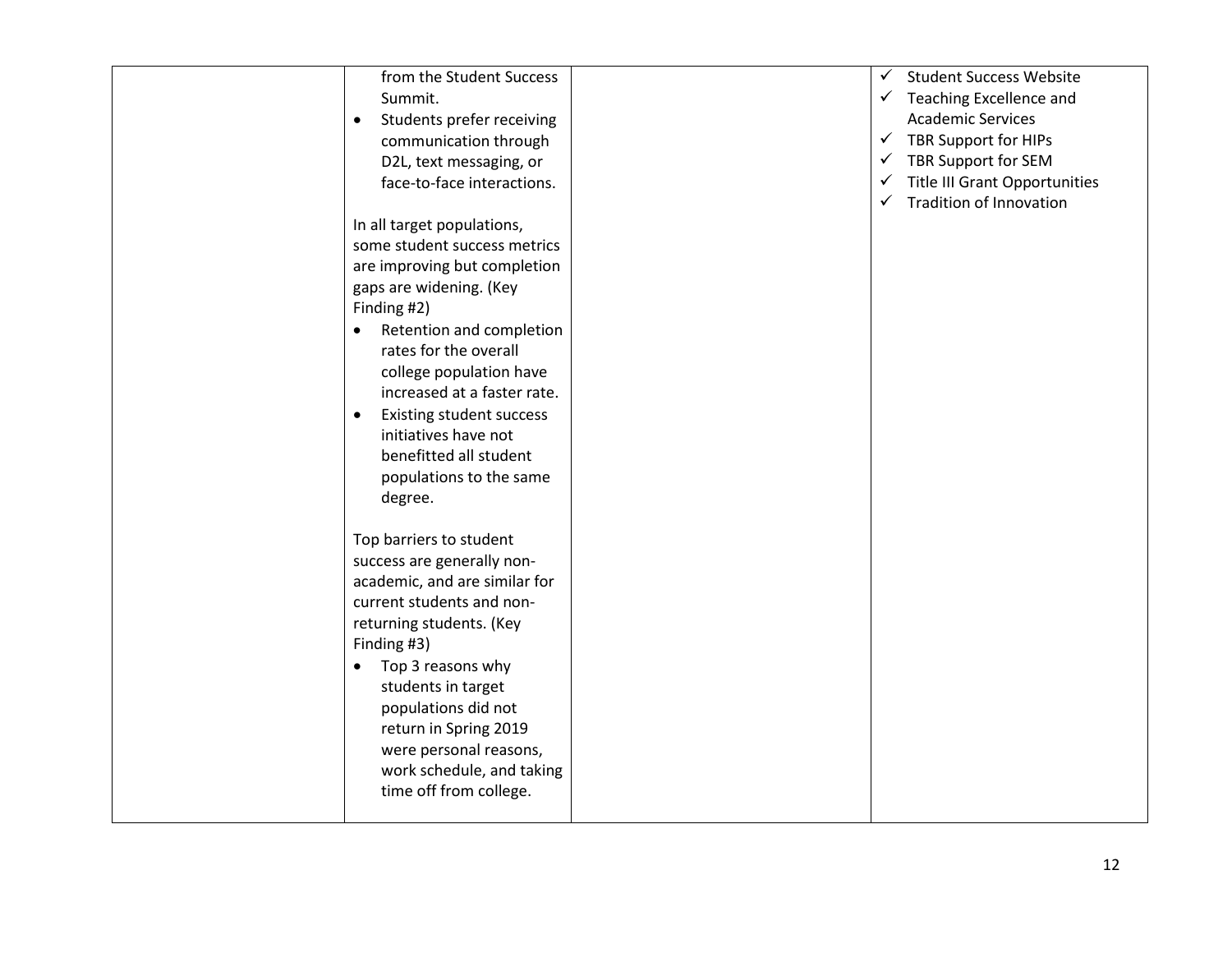| | | | |
|---|---|---|---|
| | from the Student Success Summit.<br>• Students prefer receiving communication through D2L, text messaging, or face-to-face interactions.<br><br>In all target populations, some student success metrics are improving but completion gaps are widening. (Key Finding #2)<br>• Retention and completion rates for the overall college population have increased at a faster rate.<br>• Existing student success initiatives have not benefitted all student populations to the same degree.<br><br>Top barriers to student success are generally non-academic, and are similar for current students and non-returning students. (Key Finding #3)<br>• Top 3 reasons why students in target populations did not return in Spring 2019 were personal reasons, work schedule, and taking time off from college. | | ✓ Student Success Website<br>✓ Teaching Excellence and Academic Services<br>✓ TBR Support for HIPs<br>✓ TBR Support for SEM<br>✓ Title III Grant Opportunities<br>✓ Tradition of Innovation |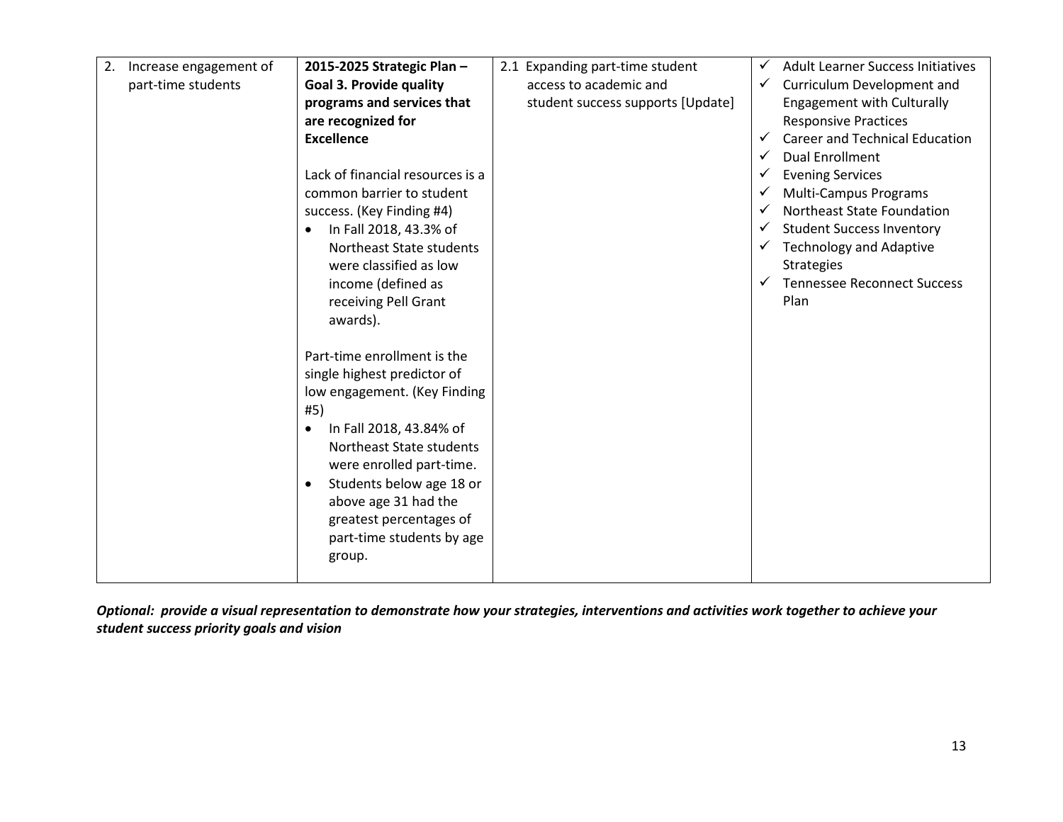| | | | |
|---|---|---|---|
| 2. Increase engagement of part-time students | **2015-2025 Strategic Plan – Goal 3. Provide quality programs and services that are recognized for Excellence**<br><br>Lack of financial resources is a common barrier to student success. (Key Finding #4)<br>• In Fall 2018, 43.3% of Northeast State students were classified as low income (defined as receiving Pell Grant awards).<br><br>Part-time enrollment is the single highest predictor of low engagement. (Key Finding #5)<br>• In Fall 2018, 43.84% of Northeast State students were enrolled part-time.<br>• Students below age 18 or above age 31 had the greatest percentages of part-time students by age group. | 2.1 Expanding part-time student access to academic and student success supports [Update] | ✓ Adult Learner Success Initiatives<br>✓ Curriculum Development and Engagement with Culturally Responsive Practices<br>✓ Career and Technical Education<br>✓ Dual Enrollment<br>✓ Evening Services<br>✓ Multi-Campus Programs<br>✓ Northeast State Foundation<br>✓ Student Success Inventory<br>✓ Technology and Adaptive Strategies<br>✓ Tennessee Reconnect Success Plan |

***Optional: provide a visual representation to demonstrate how your strategies, interventions and activities work together to achieve your student success priority goals and vision***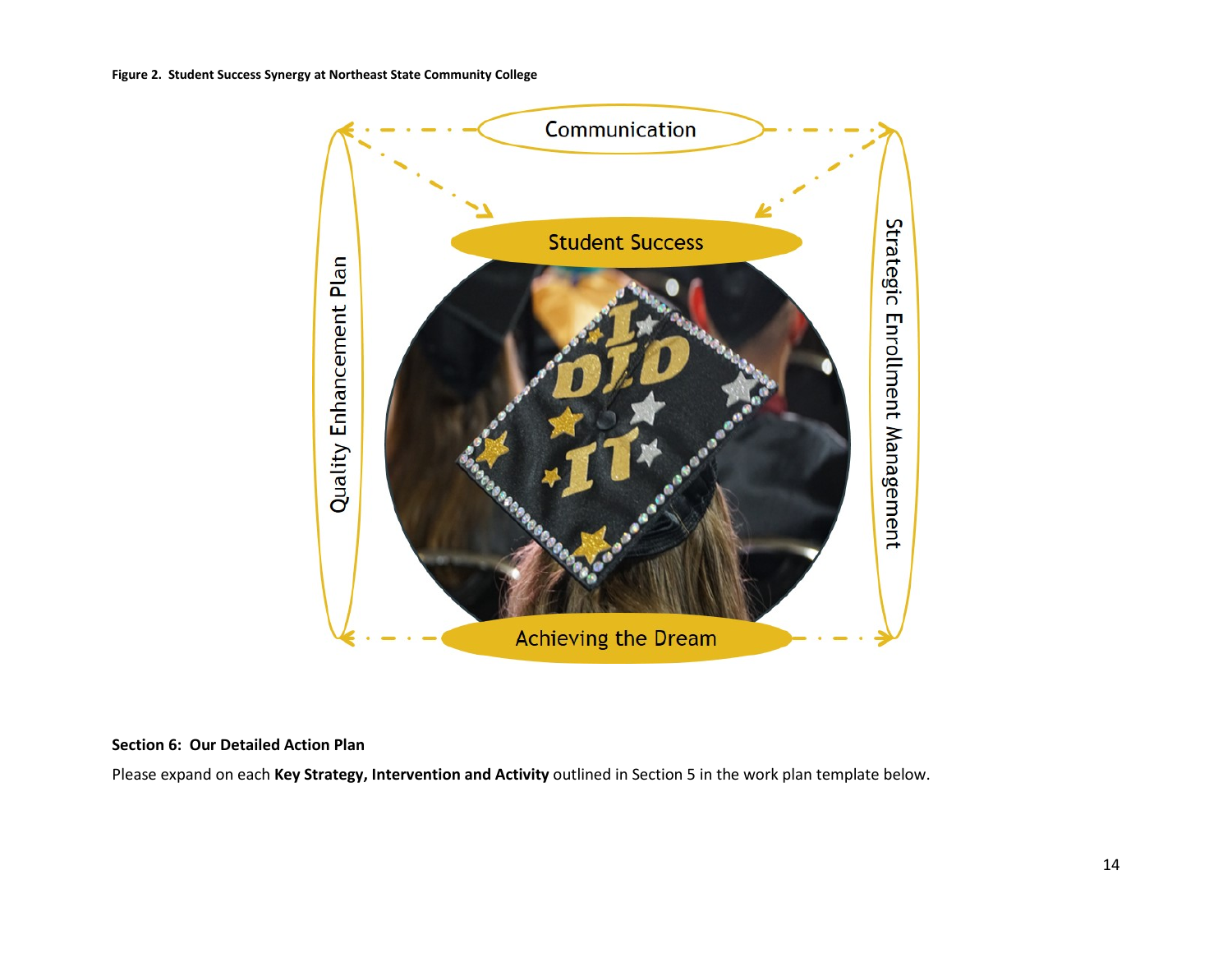**Figure 2. Student Success Synergy at Northeast State Community College**

Communication

Student Success

Quality Enhancement Plan

Strategic Enrollment Management

Achieving the Dream

**Section 6: Our Detailed Action Plan**

Please expand on each **Key Strategy, Intervention and Activity** outlined in Section 5 in the work plan template below.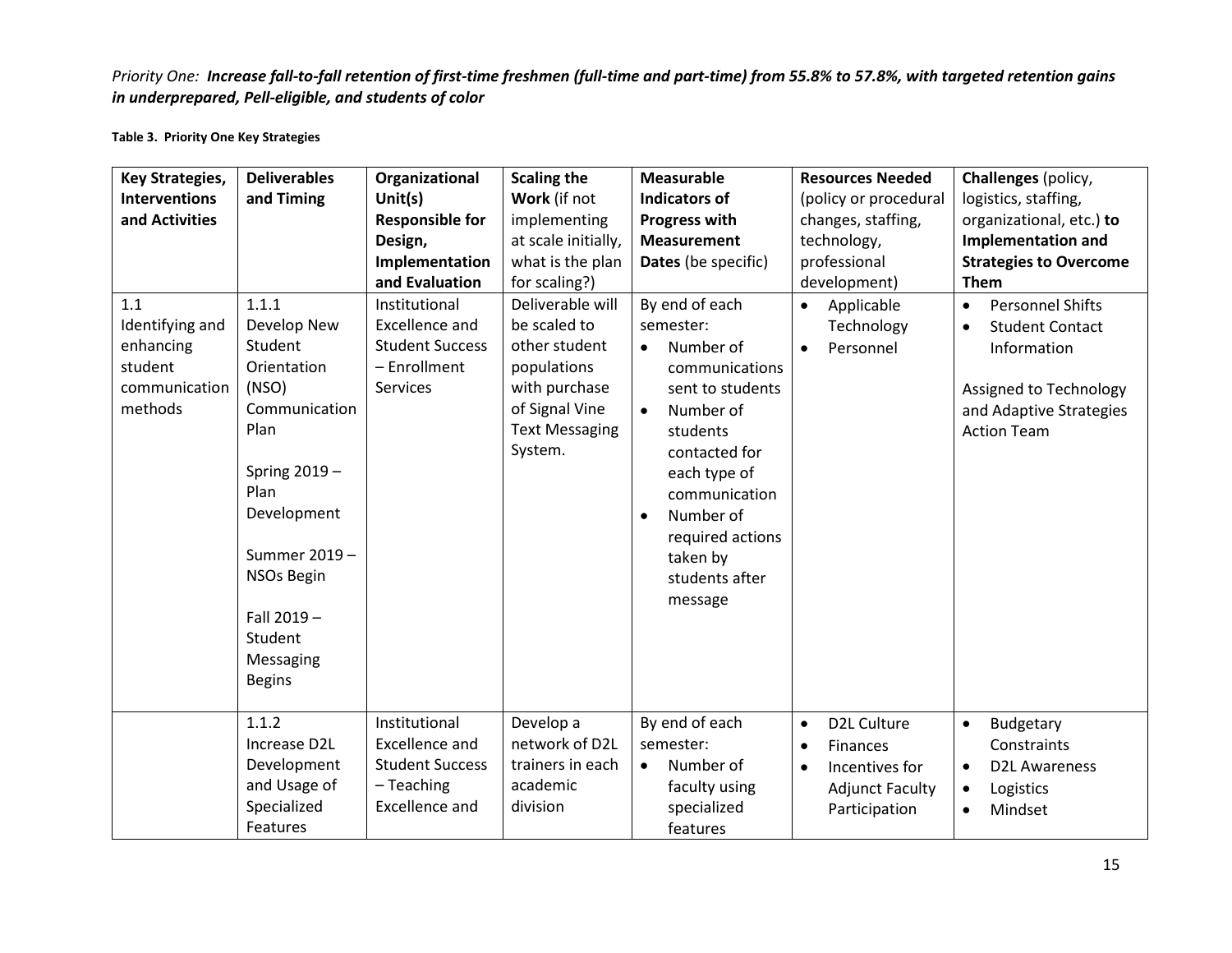*Priority One:* ***Increase fall-to-fall retention of first-time freshmen (full-time and part-time) from 55.8% to 57.8%, with targeted retention gains in underprepared, Pell-eligible, and students of color***

**Table 3. Priority One Key Strategies**

| **Key Strategies, Interventions and Activities** | **Deliverables and Timing** | **Organizational Unit(s) Responsible for Design, Implementation and Evaluation** | **Scaling the Work** (if not implementing at scale initially, what is the plan for scaling?) | **Measurable Indicators of Progress with Measurement Dates** (be specific) | **Resources Needed** (policy or procedural changes, staffing, technology, professional development) | **Challenges** (policy, logistics, staffing, organizational, etc.) **to Implementation and Strategies to Overcome Them** |
|---|---|---|---|---|---|---|
| 1.1 Identifying and enhancing student communication methods | 1.1.1 Develop New Student Orientation (NSO) Communication Plan<br><br>Spring 2019 – Plan Development<br><br>Summer 2019 – NSOs Begin<br><br>Fall 2019 – Student Messaging Begins | Institutional Excellence and Student Success – Enrollment Services | Deliverable will be scaled to other student populations with purchase of Signal Vine Text Messaging System. | By end of each semester:<br>• Number of communications sent to students<br>• Number of students contacted for each type of communication<br>• Number of required actions taken by students after message | • Applicable Technology<br>• Personnel | • Personnel Shifts<br>• Student Contact Information<br><br>Assigned to Technology and Adaptive Strategies Action Team |
| | 1.1.2 Increase D2L Development and Usage of Specialized Features | Institutional Excellence and Student Success – Teaching Excellence and | Develop a network of D2L trainers in each academic division | By end of each semester:<br>• Number of faculty using specialized features | • D2L Culture<br>• Finances<br>• Incentives for Adjunct Faculty Participation | • Budgetary Constraints<br>• D2L Awareness<br>• Logistics<br>• Mindset |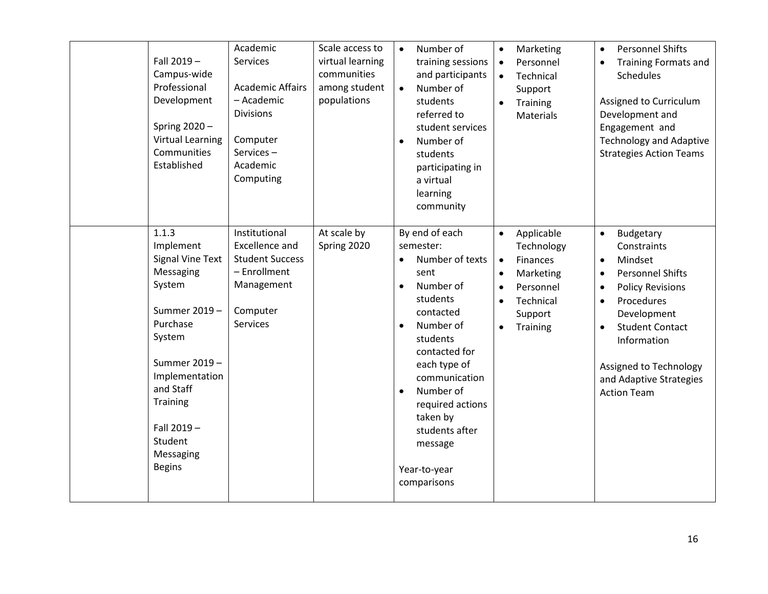| | | | | | | |
|---|---|---|---|---|---|---|
| | Fall 2019 – Campus-wide Professional Development<br><br>Spring 2020 – Virtual Learning Communities Established | Academic Services<br><br>Academic Affairs – Academic Divisions<br><br>Computer Services – Academic Computing | Scale access to virtual learning communities among student populations | • Number of training sessions and participants<br>• Number of students referred to student services<br>• Number of students participating in a virtual learning community | • Marketing<br>• Personnel<br>• Technical Support<br>• Training Materials | • Personnel Shifts<br>• Training Formats and Schedules<br><br>Assigned to Curriculum Development and Engagement and Technology and Adaptive Strategies Action Teams |
| | 1.1.3 Implement Signal Vine Text Messaging System<br><br>Summer 2019 – Purchase System<br><br>Summer 2019 – Implementation and Staff Training<br><br>Fall 2019 – Student Messaging Begins | Institutional Excellence and Student Success – Enrollment Management<br><br>Computer Services | At scale by Spring 2020 | By end of each semester:<br>• Number of texts sent<br>• Number of students contacted<br>• Number of students contacted for each type of communication<br>• Number of required actions taken by students after message<br><br>Year-to-year comparisons | • Applicable Technology<br>• Finances<br>• Marketing<br>• Personnel<br>• Technical Support<br>• Training | • Budgetary Constraints<br>• Mindset<br>• Personnel Shifts<br>• Policy Revisions<br>• Procedures Development<br>• Student Contact Information<br><br>Assigned to Technology and Adaptive Strategies Action Team |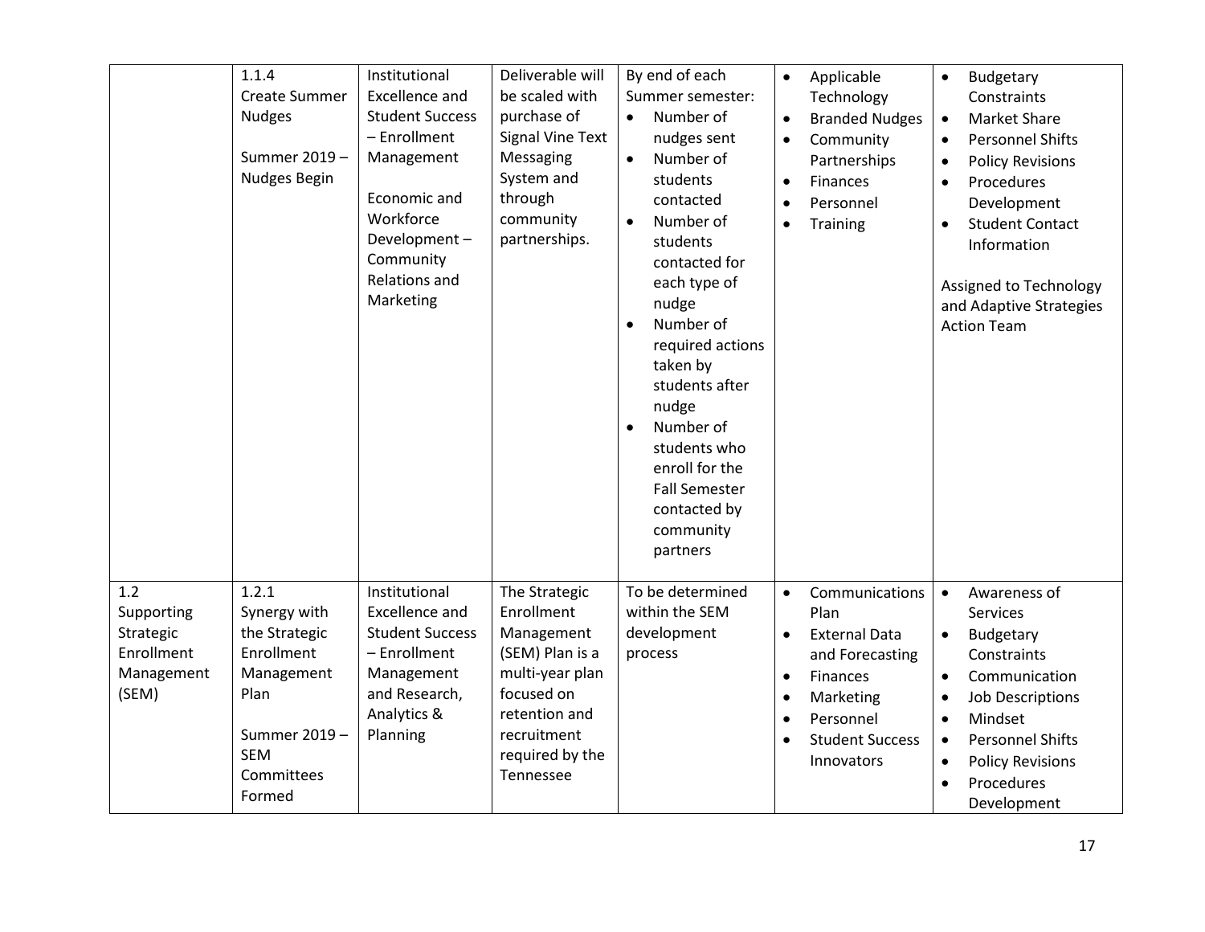| | | | | | | |
|---|---|---|---|---|---|---|
| | 1.1.4<br>Create Summer Nudges<br><br>Summer 2019 – Nudges Begin | Institutional Excellence and Student Success – Enrollment Management<br><br>Economic and Workforce Development – Community Relations and Marketing | Deliverable will be scaled with purchase of Signal Vine Text Messaging System and through community partnerships. | By end of each Summer semester:<br>• Number of nudges sent<br>• Number of students contacted<br>• Number of students contacted for each type of nudge<br>• Number of required actions taken by students after nudge<br>• Number of students who enroll for the Fall Semester contacted by community partners | • Applicable Technology<br>• Branded Nudges<br>• Community Partnerships<br>• Finances<br>• Personnel<br>• Training | • Budgetary Constraints<br>• Market Share<br>• Personnel Shifts<br>• Policy Revisions<br>• Procedures Development<br>• Student Contact Information<br><br>Assigned to Technology and Adaptive Strategies Action Team |
| 1.2<br>Supporting Strategic Enrollment Management (SEM) | 1.2.1<br>Synergy with the Strategic Enrollment Management Plan<br><br>Summer 2019 – SEM Committees Formed | Institutional Excellence and Student Success – Enrollment Management and Research, Analytics & Planning | The Strategic Enrollment Management (SEM) Plan is a multi-year plan focused on retention and recruitment required by the Tennessee | To be determined within the SEM development process | • Communications Plan<br>• External Data and Forecasting<br>• Finances<br>• Marketing<br>• Personnel<br>• Student Success Innovators | • Awareness of Services<br>• Budgetary Constraints<br>• Communication<br>• Job Descriptions<br>• Mindset<br>• Personnel Shifts<br>• Policy Revisions<br>• Procedures Development |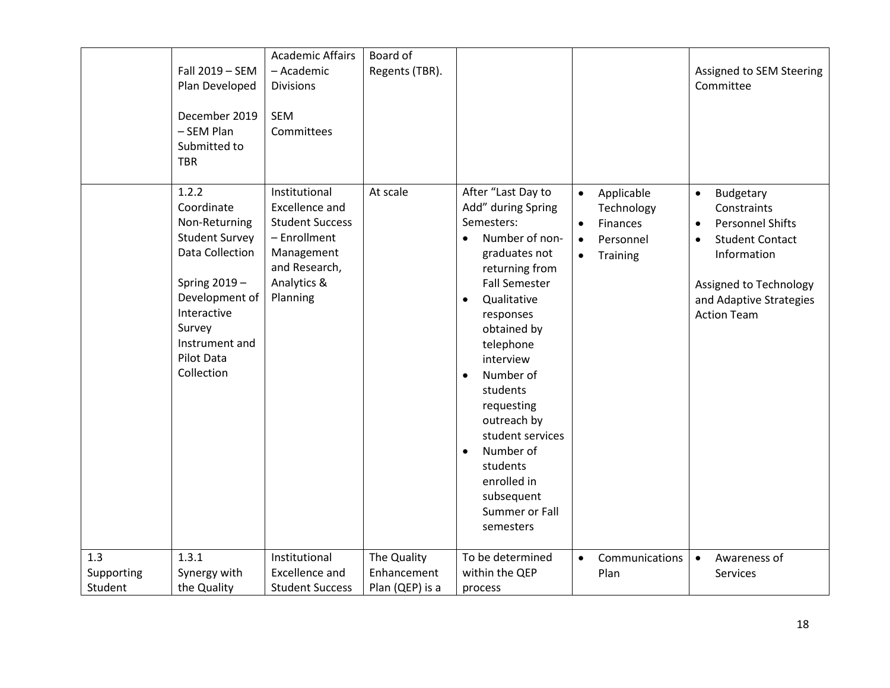| | | | | | | |
|---|---|---|---|---|---|---|
| | Fall 2019 – SEM Plan Developed<br><br>December 2019 – SEM Plan Submitted to TBR | Academic Affairs – Academic Divisions<br><br>SEM Committees | Board of Regents (TBR). | | | Assigned to SEM Steering Committee |
| | 1.2.2 Coordinate Non-Returning Student Survey Data Collection<br><br>Spring 2019 – Development of Interactive Survey Instrument and Pilot Data Collection | Institutional Excellence and Student Success – Enrollment Management and Research, Analytics & Planning | At scale | After "Last Day to Add" during Spring Semesters:<br>• Number of non-graduates not returning from Fall Semester<br>• Qualitative responses obtained by telephone interview<br>• Number of students requesting outreach by student services<br>• Number of students enrolled in subsequent Summer or Fall semesters | • Applicable Technology<br>• Finances<br>• Personnel<br>• Training | • Budgetary Constraints<br>• Personnel Shifts<br>• Student Contact Information<br><br>Assigned to Technology and Adaptive Strategies Action Team |
| 1.3 Supporting Student | 1.3.1 Synergy with the Quality | Institutional Excellence and Student Success | The Quality Enhancement Plan (QEP) is a | To be determined within the QEP process | • Communications Plan | • Awareness of Services |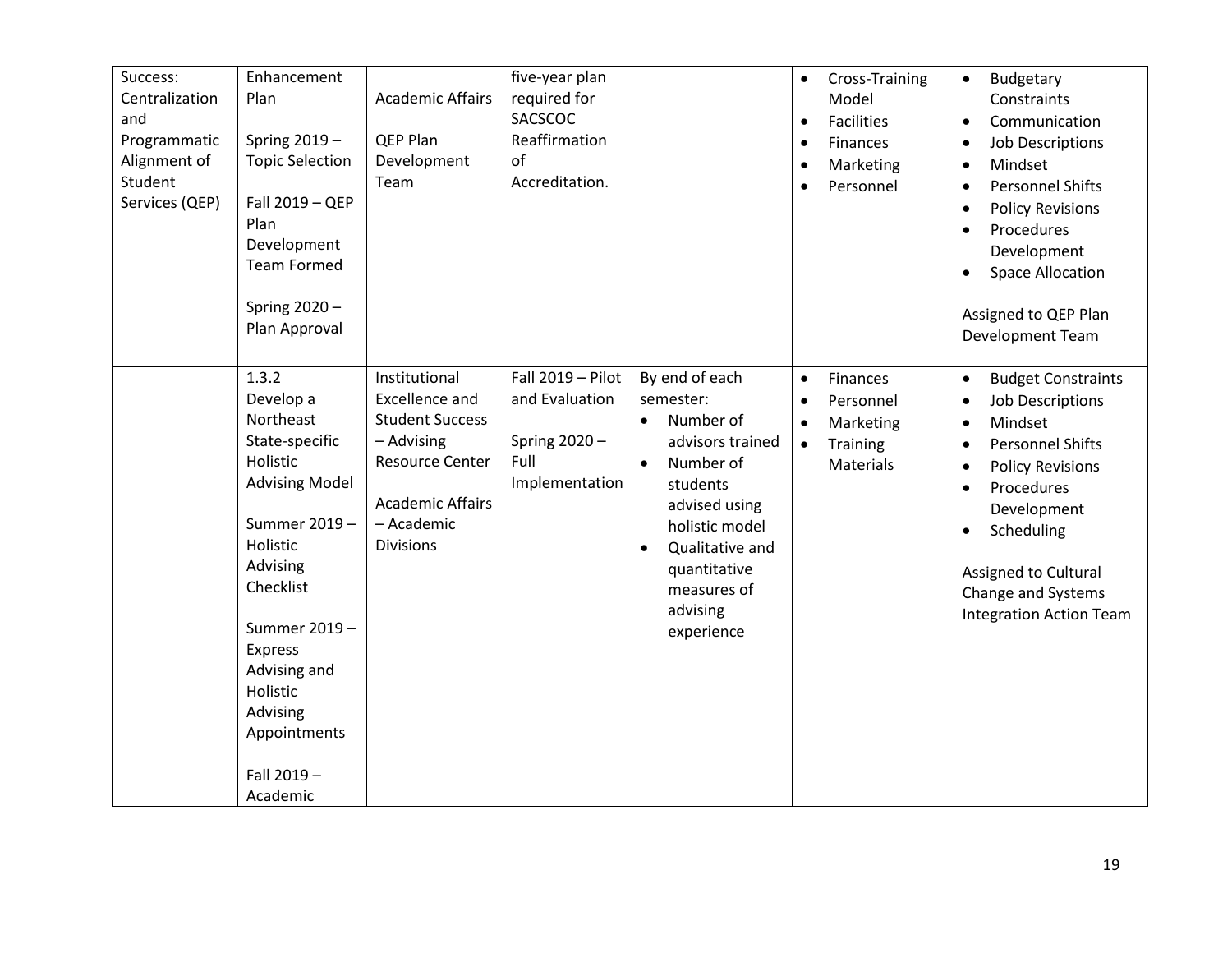| | | | | | | |
|---|---|---|---|---|---|---|
| Success: Centralization and Programmatic Alignment of Student Services (QEP) | Enhancement Plan<br><br>Spring 2019 – Topic Selection<br><br>Fall 2019 – QEP Plan Development Team Formed<br><br>Spring 2020 – Plan Approval | Academic Affairs<br><br>QEP Plan Development Team | five-year plan required for SACSCOC Reaffirmation of Accreditation. | | • Cross-Training Model<br>• Facilities<br>• Finances<br>• Marketing<br>• Personnel | • Budgetary Constraints<br>• Communication<br>• Job Descriptions<br>• Mindset<br>• Personnel Shifts<br>• Policy Revisions<br>• Procedures Development<br>• Space Allocation<br><br>Assigned to QEP Plan Development Team |
| | 1.3.2<br>Develop a Northeast State-specific Holistic Advising Model<br><br>Summer 2019 – Holistic Advising Checklist<br><br>Summer 2019 – Express Advising and Holistic Advising Appointments<br><br>Fall 2019 – Academic | Institutional Excellence and Student Success – Advising Resource Center<br><br>Academic Affairs – Academic Divisions | Fall 2019 – Pilot and Evaluation<br><br>Spring 2020 – Full Implementation | By end of each semester:<br>• Number of advisors trained<br>• Number of students advised using holistic model<br>• Qualitative and quantitative measures of advising experience | • Finances<br>• Personnel<br>• Marketing<br>• Training Materials | • Budget Constraints<br>• Job Descriptions<br>• Mindset<br>• Personnel Shifts<br>• Policy Revisions<br>• Procedures Development<br>• Scheduling<br><br>Assigned to Cultural Change and Systems Integration Action Team |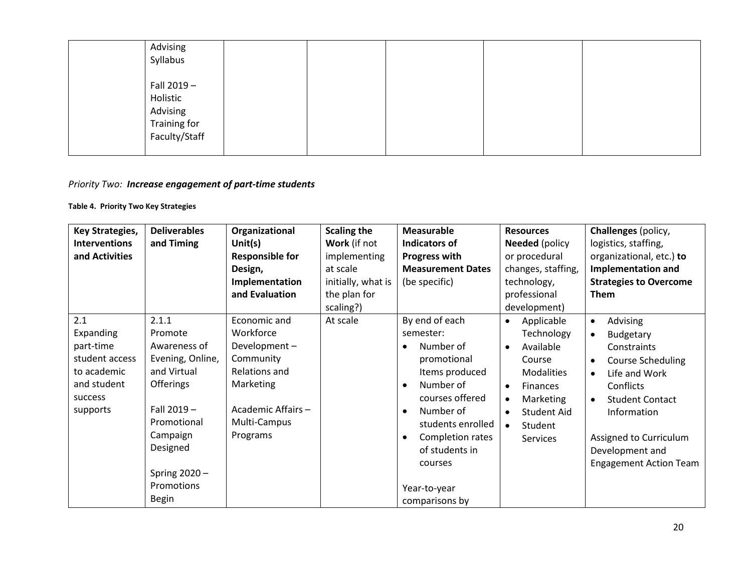| | | | | | | |
|---|---|---|---|---|---|---|
| | Advising Syllabus<br><br>Fall 2019 – Holistic Advising Training for Faculty/Staff | | | | | |

*Priority Two:* ***Increase engagement of part-time students***

**Table 4. Priority Two Key Strategies**

| **Key Strategies, Interventions and Activities** | **Deliverables and Timing** | **Organizational Unit(s) Responsible for Design, Implementation and Evaluation** | **Scaling the Work** (if not implementing at scale initially, what is the plan for scaling?) | **Measurable Indicators of Progress with Measurement Dates** (be specific) | **Resources Needed** (policy or procedural changes, staffing, technology, professional development) | **Challenges** (policy, logistics, staffing, organizational, etc.) **to Implementation and Strategies to Overcome Them** |
|---|---|---|---|---|---|---|
| 2.1 Expanding part-time student access to academic and student success supports | 2.1.1 Promote Awareness of Evening, Online, and Virtual Offerings<br><br>Fall 2019 – Promotional Campaign Designed<br><br>Spring 2020 – Promotions Begin | Economic and Workforce Development – Community Relations and Marketing<br><br>Academic Affairs – Multi-Campus Programs | At scale | By end of each semester:<br>• Number of promotional Items produced<br>• Number of courses offered<br>• Number of students enrolled<br>• Completion rates of students in courses<br><br>Year-to-year comparisons by | • Applicable Technology<br>• Available Course Modalities<br>• Finances<br>• Marketing<br>• Student Aid<br>• Student Services | • Advising<br>• Budgetary Constraints<br>• Course Scheduling<br>• Life and Work Conflicts<br>• Student Contact Information<br><br>Assigned to Curriculum Development and Engagement Action Team |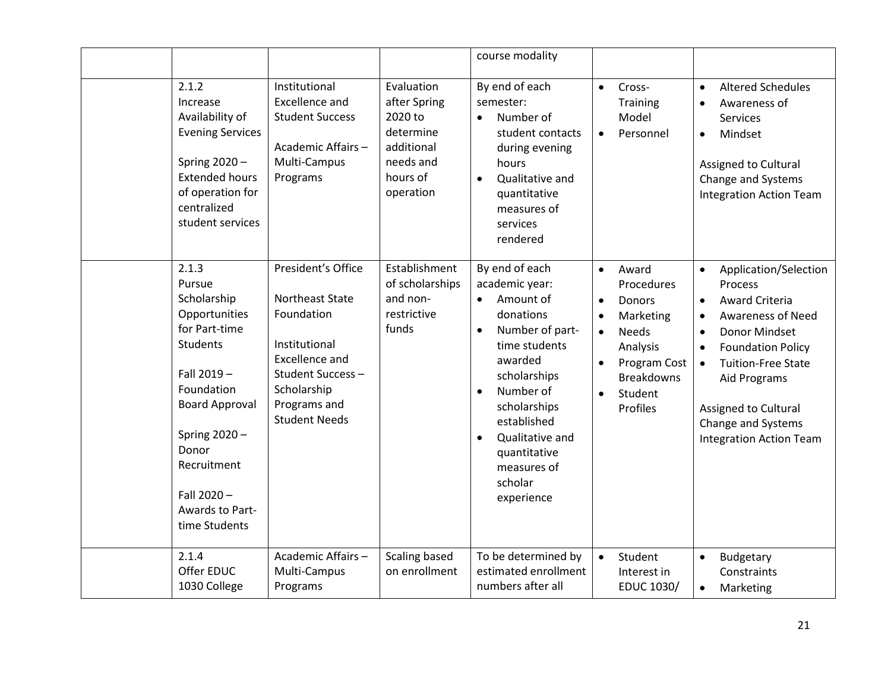| | | | | | | |
|---|---|---|---|---|---|---|
| | | | | course modality | | |
| | 2.1.2 Increase Availability of Evening Services<br><br>Spring 2020 – Extended hours of operation for centralized student services | Institutional Excellence and Student Success<br><br>Academic Affairs – Multi-Campus Programs | Evaluation after Spring 2020 to determine additional needs and hours of operation | By end of each semester:<br>• Number of student contacts during evening hours<br>• Qualitative and quantitative measures of services rendered | • Cross-Training Model<br>• Personnel | • Altered Schedules<br>• Awareness of Services<br>• Mindset<br><br>Assigned to Cultural Change and Systems Integration Action Team |
| | 2.1.3 Pursue Scholarship Opportunities for Part-time Students<br><br>Fall 2019 – Foundation Board Approval<br><br>Spring 2020 – Donor Recruitment<br><br>Fall 2020 – Awards to Part-time Students | President's Office<br><br>Northeast State Foundation<br><br>Institutional Excellence and Student Success – Scholarship Programs and Student Needs | Establishment of scholarships and non-restrictive funds | By end of each academic year:<br>• Amount of donations<br>• Number of part-time students awarded scholarships<br>• Number of scholarships established<br>• Qualitative and quantitative measures of scholar experience | • Award Procedures<br>• Donors<br>• Marketing<br>• Needs Analysis<br>• Program Cost Breakdowns<br>• Student Profiles | • Application/Selection Process<br>• Award Criteria<br>• Awareness of Need<br>• Donor Mindset<br>• Foundation Policy<br>• Tuition-Free State Aid Programs<br><br>Assigned to Cultural Change and Systems Integration Action Team |
| | 2.1.4 Offer EDUC 1030 College | Academic Affairs – Multi-Campus Programs | Scaling based on enrollment | To be determined by estimated enrollment numbers after all | • Student Interest in EDUC 1030/ | • Budgetary Constraints<br>• Marketing |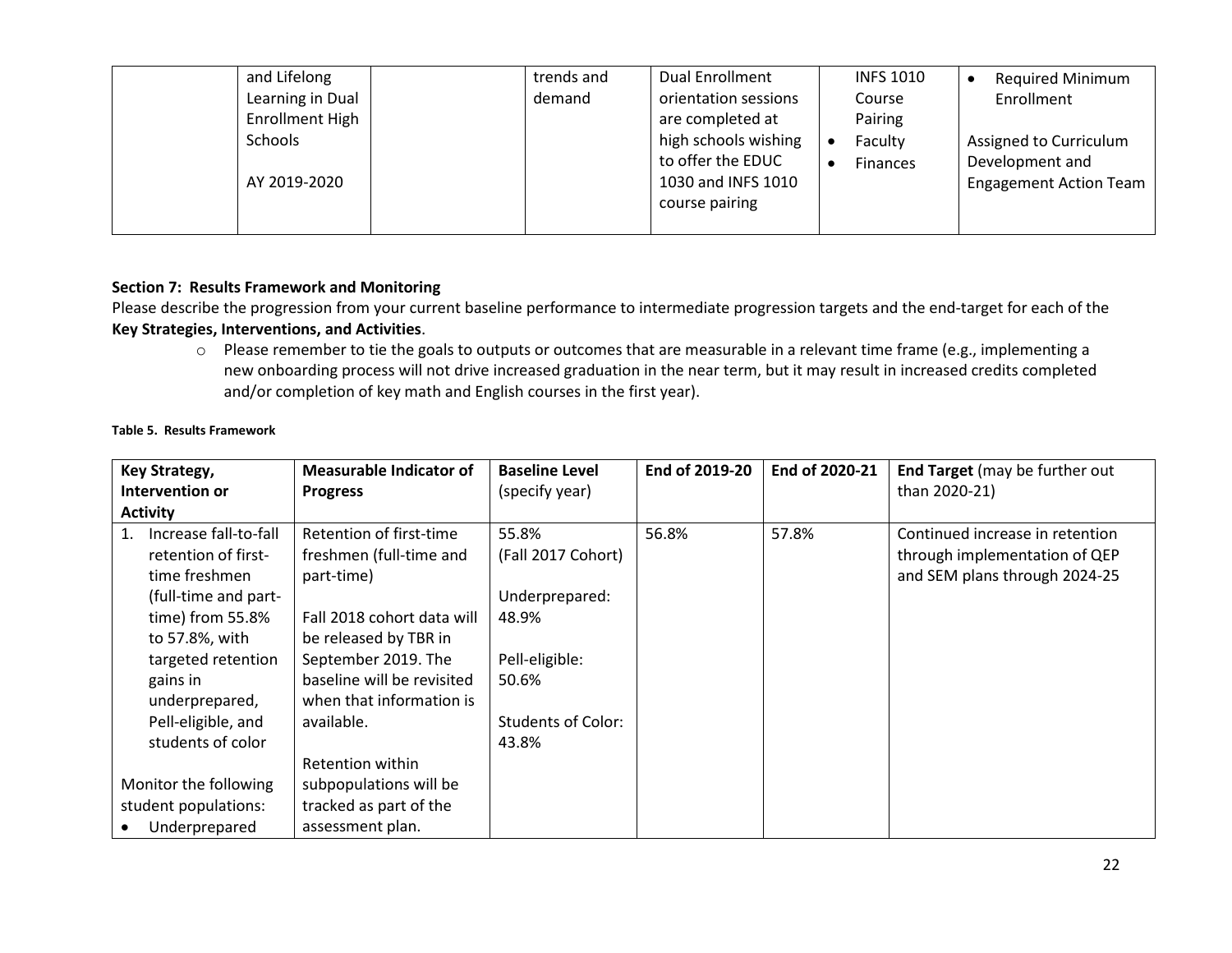| | and Lifelong Learning in Dual Enrollment High Schools<br><br>AY 2019-2020 | | trends and demand | Dual Enrollment orientation sessions are completed at high schools wishing to offer the EDUC 1030 and INFS 1010 course pairing | INFS 1010 Course Pairing<br>• Faculty<br>• Finances | • Required Minimum Enrollment<br><br>Assigned to Curriculum Development and Engagement Action Team |
|---|---|---|---|---|---|---|

**Section 7: Results Framework and Monitoring**

Please describe the progression from your current baseline performance to intermediate progression targets and the end-target for each of the **Key Strategies, Interventions, and Activities**.

- Please remember to tie the goals to outputs or outcomes that are measurable in a relevant time frame (e.g., implementing a new onboarding process will not drive increased graduation in the near term, but it may result in increased credits completed and/or completion of key math and English courses in the first year).

**Table 5. Results Framework**

| **Key Strategy, Intervention or Activity** | **Measurable Indicator of Progress** | **Baseline Level** (specify year) | **End of 2019-20** | **End of 2020-21** | **End Target** (may be further out than 2020-21) |
|---|---|---|---|---|---|
| 1. Increase fall-to-fall retention of first-time freshmen (full-time and part-time) from 55.8% to 57.8%, with targeted retention gains in underprepared, Pell-eligible, and students of color<br><br>Monitor the following student populations:<br>• Underprepared | Retention of first-time freshmen (full-time and part-time)<br><br>Fall 2018 cohort data will be released by TBR in September 2019. The baseline will be revisited when that information is available.<br><br>Retention within subpopulations will be tracked as part of the assessment plan. | 55.8%<br>(Fall 2017 Cohort)<br><br>Underprepared: 48.9%<br><br>Pell-eligible: 50.6%<br><br>Students of Color: 43.8% | 56.8% | 57.8% | Continued increase in retention through implementation of QEP and SEM plans through 2024-25 |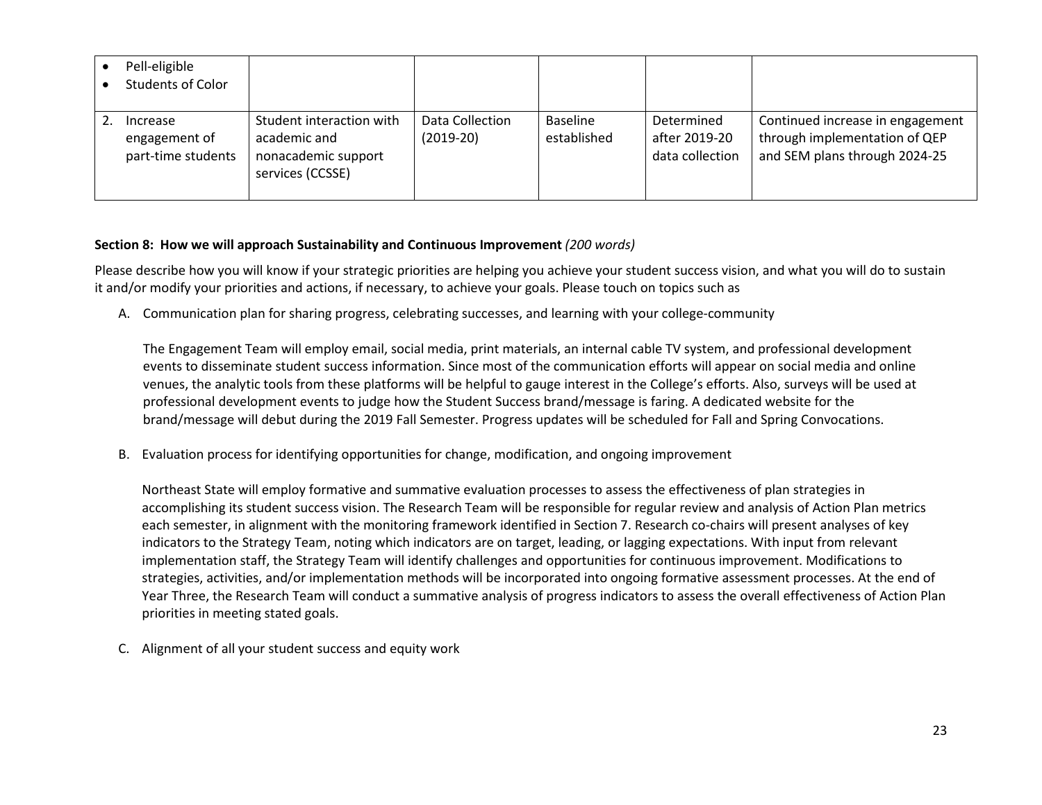| | | | | | |
|---|---|---|---|---|---|
| • Pell-eligible<br>• Students of Color | | | | | |
| 2. Increase engagement of part-time students | Student interaction with academic and nonacademic support services (CCSSE) | Data Collection (2019-20) | Baseline established | Determined after 2019-20 data collection | Continued increase in engagement through implementation of QEP and SEM plans through 2024-25 |

**Section 8: How we will approach Sustainability and Continuous Improvement** *(200 words)*

Please describe how you will know if your strategic priorities are helping you achieve your student success vision, and what you will do to sustain it and/or modify your priorities and actions, if necessary, to achieve your goals. Please touch on topics such as

A. Communication plan for sharing progress, celebrating successes, and learning with your college-community

   The Engagement Team will employ email, social media, print materials, an internal cable TV system, and professional development events to disseminate student success information. Since most of the communication efforts will appear on social media and online venues, the analytic tools from these platforms will be helpful to gauge interest in the College's efforts. Also, surveys will be used at professional development events to judge how the Student Success brand/message is faring. A dedicated website for the brand/message will debut during the 2019 Fall Semester. Progress updates will be scheduled for Fall and Spring Convocations.

B. Evaluation process for identifying opportunities for change, modification, and ongoing improvement

   Northeast State will employ formative and summative evaluation processes to assess the effectiveness of plan strategies in accomplishing its student success vision. The Research Team will be responsible for regular review and analysis of Action Plan metrics each semester, in alignment with the monitoring framework identified in Section 7. Research co-chairs will present analyses of key indicators to the Strategy Team, noting which indicators are on target, leading, or lagging expectations. With input from relevant implementation staff, the Strategy Team will identify challenges and opportunities for continuous improvement. Modifications to strategies, activities, and/or implementation methods will be incorporated into ongoing formative assessment processes. At the end of Year Three, the Research Team will conduct a summative analysis of progress indicators to assess the overall effectiveness of Action Plan priorities in meeting stated goals.

C. Alignment of all your student success and equity work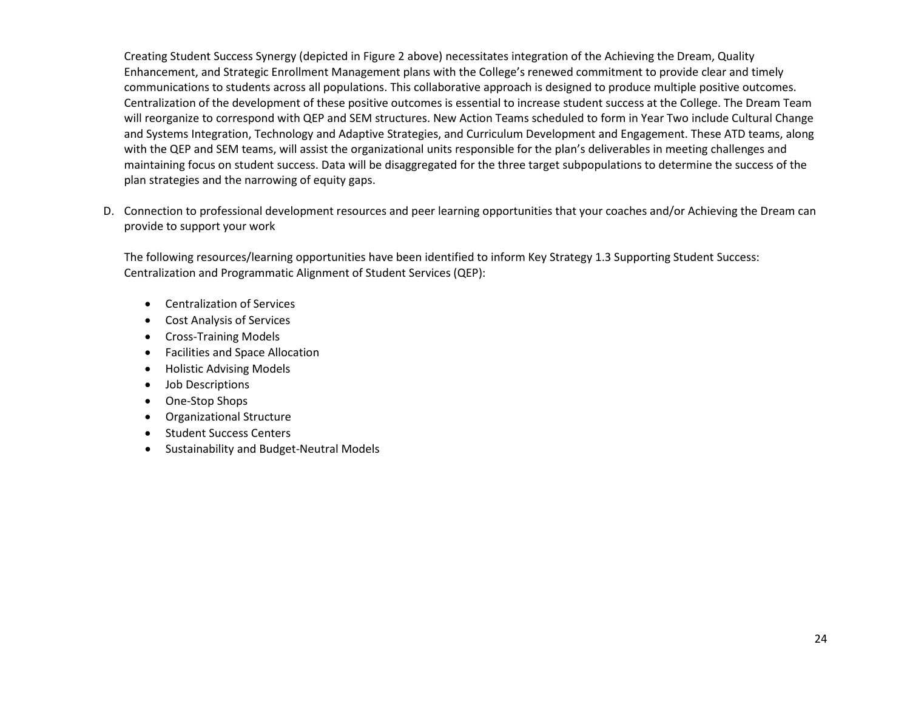Creating Student Success Synergy (depicted in Figure 2 above) necessitates integration of the Achieving the Dream, Quality Enhancement, and Strategic Enrollment Management plans with the College's renewed commitment to provide clear and timely communications to students across all populations. This collaborative approach is designed to produce multiple positive outcomes. Centralization of the development of these positive outcomes is essential to increase student success at the College. The Dream Team will reorganize to correspond with QEP and SEM structures. New Action Teams scheduled to form in Year Two include Cultural Change and Systems Integration, Technology and Adaptive Strategies, and Curriculum Development and Engagement. These ATD teams, along with the QEP and SEM teams, will assist the organizational units responsible for the plan's deliverables in meeting challenges and maintaining focus on student success. Data will be disaggregated for the three target subpopulations to determine the success of the plan strategies and the narrowing of equity gaps.

D. Connection to professional development resources and peer learning opportunities that your coaches and/or Achieving the Dream can provide to support your work

The following resources/learning opportunities have been identified to inform Key Strategy 1.3 Supporting Student Success: Centralization and Programmatic Alignment of Student Services (QEP):

- Centralization of Services
- Cost Analysis of Services
- Cross-Training Models
- Facilities and Space Allocation
- Holistic Advising Models
- Job Descriptions
- One-Stop Shops
- Organizational Structure
- Student Success Centers
- Sustainability and Budget-Neutral Models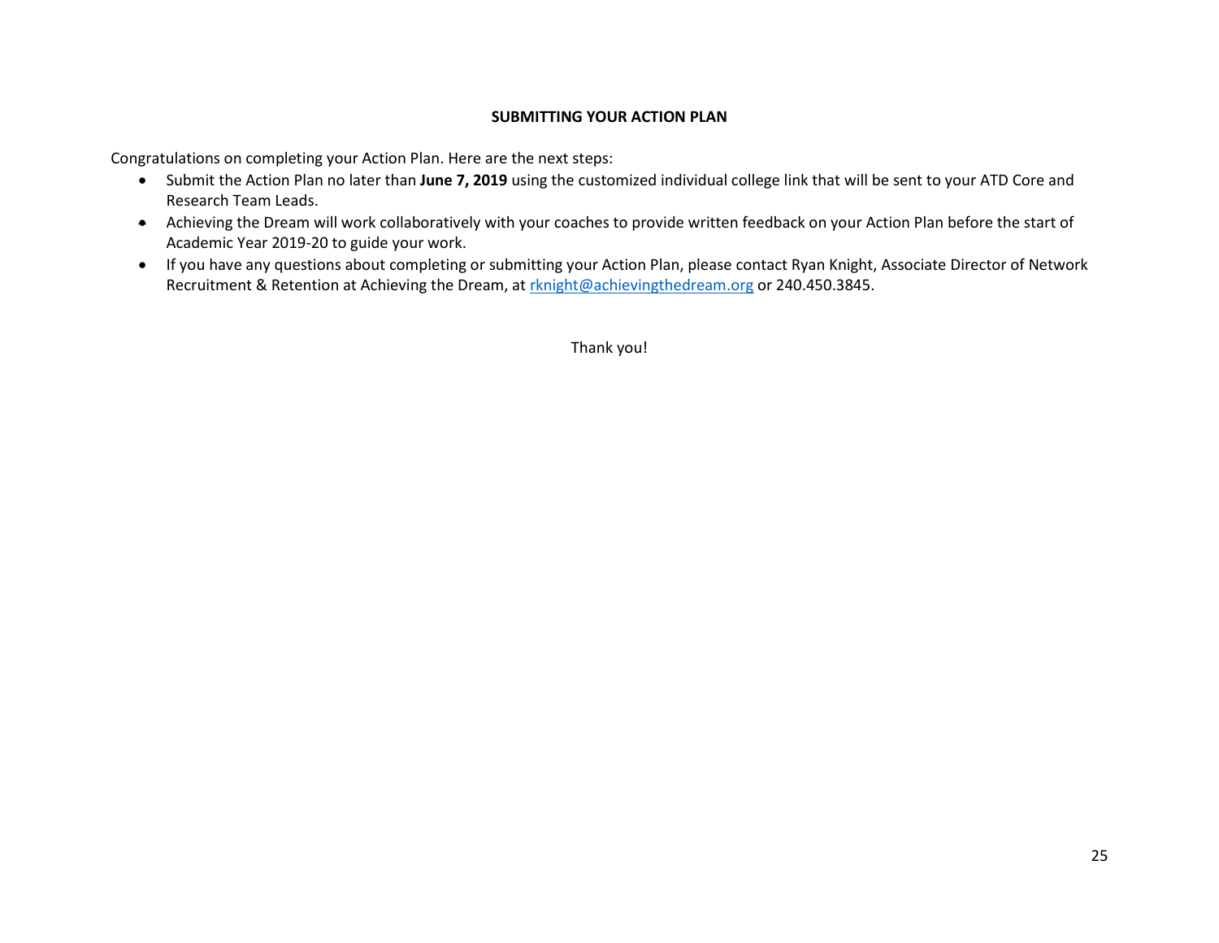## SUBMITTING YOUR ACTION PLAN

Congratulations on completing your Action Plan. Here are the next steps:

- Submit the Action Plan no later than **June 7, 2019** using the customized individual college link that will be sent to your ATD Core and Research Team Leads.
- Achieving the Dream will work collaboratively with your coaches to provide written feedback on your Action Plan before the start of Academic Year 2019-20 to guide your work.
- If you have any questions about completing or submitting your Action Plan, please contact Ryan Knight, Associate Director of Network Recruitment & Retention at Achieving the Dream, at rknight@achievingthedream.org or 240.450.3845.

Thank you!